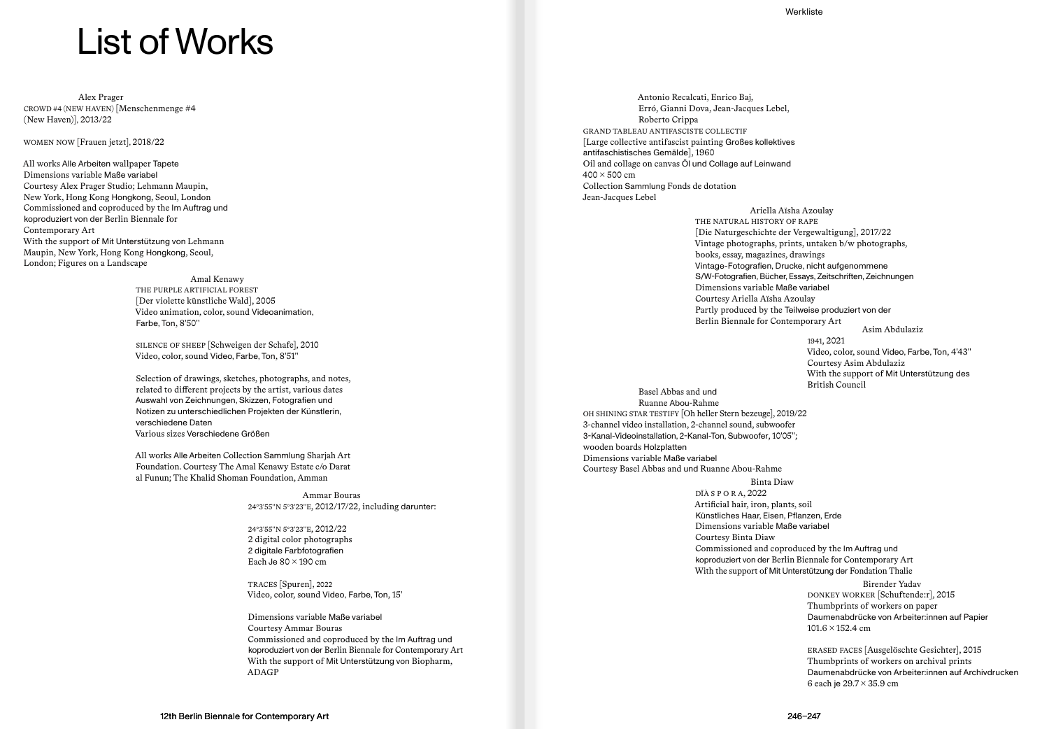# List of Works

Alex Prager
CROWD #4 (NEW HAVEN) [Menschenmenge #4 (New Haven)], 2013/22

WOMEN NOW [Frauen jetzt], 2018/22

All works Alle Arbeiten wallpaper Tapete
Dimensions variable Maße variabel
Courtesy Alex Prager Studio; Lehmann Maupin, New York, Hong Kong Hongkong, Seoul, London
Commissioned and coproduced by the Im Auftrag und koproduziert von der Berlin Biennale for Contemporary Art
With the support of Mit Unterstützung von Lehmann Maupin, New York, Hong Kong Hongkong, Seoul, London; Figures on a Landscape

Amal Kenawy
THE PURPLE ARTIFICIAL FOREST
[Der violette künstliche Wald], 2005
Video animation, color, sound Videoanimation, Farbe, Ton, 8'50''

SILENCE OF SHEEP [Schweigen der Schafe], 2010
Video, color, sound Video, Farbe, Ton, 8'51''

Selection of drawings, sketches, photographs, and notes, related to different projects by the artist, various dates
Auswahl von Zeichnungen, Skizzen, Fotografien und Notizen zu unterschiedlichen Projekten der Künstlerin, verschiedene Daten
Various sizes Verschiedene Größen

All works Alle Arbeiten Collection Sammlung Sharjah Art Foundation. Courtesy The Amal Kenawy Estate c/o Darat al Funun; The Khalid Shoman Foundation, Amman

Ammar Bouras
24°3'55''N 5°3'23''E, 2012/17/22, including darunter:

24°3'55''N 5°3'23''E, 2012/22
2 digital color photographs
2 digitale Farbfotografien
Each Je 80 × 190 cm

TRACES [Spuren], 2022
Video, color, sound Video, Farbe, Ton, 15'

Dimensions variable Maße variabel
Courtesy Ammar Bouras
Commissioned and coproduced by the Im Auftrag und koproduziert von der Berlin Biennale for Contemporary Art
With the support of Mit Unterstützung von Biopharm, ADAGP

Antonio Recalcati, Enrico Baj, Erró, Gianni Dova, Jean-Jacques Lebel, Roberto Crippa
GRAND TABLEAU ANTIFASCISTE COLLECTIF
[Large collective antifascist painting Großes kollektives antifaschistisches Gemälde], 1960
Oil and collage on canvas Öl und Collage auf Leinwand
400 × 500 cm
Collection Sammlung Fonds de dotation Jean-Jacques Lebel

Ariella Aïsha Azoulay
THE NATURAL HISTORY OF RAPE
[Die Naturgeschichte der Vergewaltigung], 2017/22
Vintage photographs, prints, untaken b/w photographs, books, essay, magazines, drawings
Vintage-Fotografien, Drucke, nicht aufgenommene S/W-Fotografien, Bücher, Essays, Zeitschriften, Zeichnungen
Dimensions variable Maße variabel
Courtesy Ariella Aïsha Azoulay
Partly produced by the Teilweise produziert von der Berlin Biennale for Contemporary Art

Asim Abdulaziz
1941, 2021
Video, color, sound Video, Farbe, Ton, 4'43''
Courtesy Asim Abdulaziz
With the support of Mit Unterstützung des British Council

Basel Abbas and und Ruanne Abou-Rahme
OH SHINING STAR TESTIFY [Oh heller Stern bezeuge], 2019/22
3-channel video installation, 2-channel sound, subwoofer
3-Kanal-Videoinstallation, 2-Kanal-Ton, Subwoofer, 10'05'';
wooden boards Holzplatten
Dimensions variable Maße variabel
Courtesy Basel Abbas and und Ruanne Abou-Rahme

Binta Diaw
DÏÀ S P O R A, 2022
Artificial hair, iron, plants, soil
Künstliches Haar, Eisen, Pflanzen, Erde
Dimensions variable Maße variabel
Courtesy Binta Diaw
Commissioned and coproduced by the Im Auftrag und koproduziert von der Berlin Biennale for Contemporary Art
With the support of Mit Unterstützung der Fondation Thalie

Birender Yadav
DONKEY WORKER [Schuftende:r], 2015
Thumbprints of workers on paper
Daumenabdrücke von Arbeiter:innen auf Papier
101.6 × 152.4 cm

ERASED FACES [Ausgelöschte Gesichter], 2015
Thumbprints of workers on archival prints
Daumenabdrücke von Arbeiter:innen auf Archivdrucken
6 each je 29.7 × 35.9 cm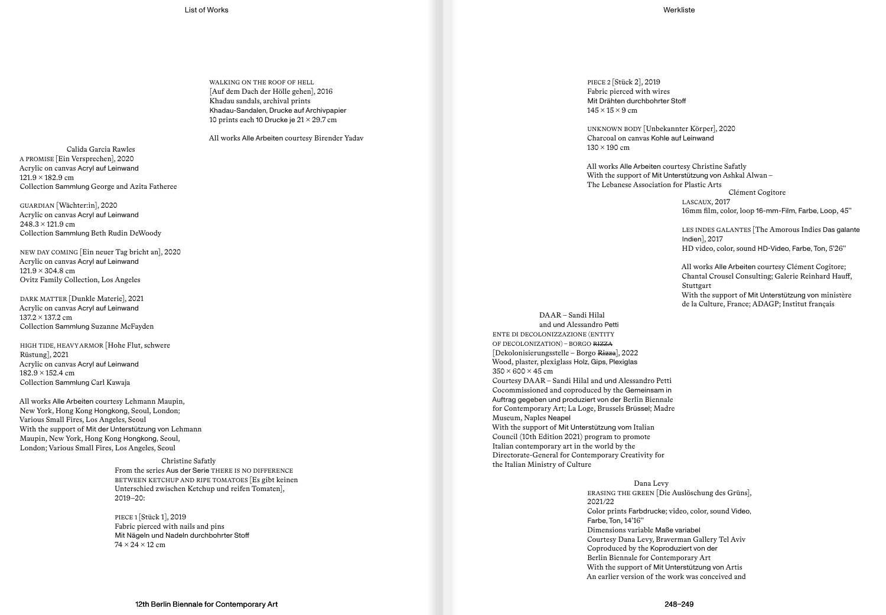WALKING ON THE ROOF OF HELL
[Auf dem Dach der Hölle gehen], 2016
Khadau sandals, archival prints
Khadau-Sandalen, Drucke auf Archivpapier
10 prints each 10 Drucke je 21 × 29.7 cm

All works Alle Arbeiten courtesy Birender Yadav

### Calida Garcia Rawles

A PROMISE [Ein Versprechen], 2020
Acrylic on canvas Acryl auf Leinwand
121.9 × 182.9 cm
Collection Sammlung George and Azita Fatheree

GUARDIAN [Wächter:in], 2020
Acrylic on canvas Acryl auf Leinwand
248.3 × 121.9 cm
Collection Sammlung Beth Rudin DeWoody

NEW DAY COMING [Ein neuer Tag bricht an], 2020
Acrylic on canvas Acryl auf Leinwand
121.9 × 304.8 cm
Ovitz Family Collection, Los Angeles

DARK MATTER [Dunkle Materie], 2021
Acrylic on canvas Acryl auf Leinwand
137.2 × 137.2 cm
Collection Sammlung Suzanne McFayden

HIGH TIDE, HEAVY ARMOR [Hohe Flut, schwere Rüstung], 2021
Acrylic on canvas Acryl auf Leinwand
182.9 × 152.4 cm
Collection Sammlung Carl Kawaja

All works Alle Arbeiten courtesy Lehmann Maupin, New York, Hong Kong Hongkong, Seoul, London; Various Small Fires, Los Angeles, Seoul
With the support of Mit der Unterstützung von Lehmann Maupin, New York, Hong Kong Hongkong, Seoul, London; Various Small Fires, Los Angeles, Seoul

### Christine Safatly

From the series Aus der Serie THERE IS NO DIFFERENCE BETWEEN KETCHUP AND RIPE TOMATOES [Es gibt keinen Unterschied zwischen Ketchup und reifen Tomaten], 2019–20:

PIECE 1 [Stück 1], 2019
Fabric pierced with nails and pins
Mit Nägeln und Nadeln durchbohrter Stoff
74 × 24 × 12 cm

PIECE 2 [Stück 2], 2019
Fabric pierced with wires
Mit Drähten durchbohrter Stoff
145 × 15 × 9 cm

UNKNOWN BODY [Unbekannter Körper], 2020
Charcoal on canvas Kohle auf Leinwand
130 × 190 cm

All works Alle Arbeiten courtesy Christine Safatly
With the support of Mit Unterstützung von Ashkal Alwan – The Lebanese Association for Plastic Arts

### Clément Cogitore

LASCAUX, 2017
16mm film, color, loop 16-mm-Film, Farbe, Loop, 45''

LES INDES GALANTES [The Amorous Indies Das galante Indien], 2017
HD video, color, sound HD-Video, Farbe, Ton, 5'26''

All works Alle Arbeiten courtesy Clément Cogitore; Chantal Crousel Consulting; Galerie Reinhard Hauff, Stuttgart
With the support of Mit Unterstützung von ministère de la Culture, France; ADAGP; Institut français

### DAAR – Sandi Hilal and und Alessandro Petti

ENTE DI DECOLONIZZAZIONE (ENTITY OF DECOLONIZATION) – BORGO ~~RIZZA~~
[Dekolonisierungsstelle – Borgo ~~Rizza~~], 2022
Wood, plaster, plexiglass Holz, Gips, Plexiglas
350 × 600 × 45 cm
Courtesy DAAR – Sandi Hilal and und Alessandro Petti
Cocommissioned and coproduced by the Gemeinsam in Auftrag gegeben und produziert von der Berlin Biennale for Contemporary Art; La Loge, Brussels Brüssel; Madre Museum, Naples Neapel
With the support of Mit Unterstützung vom Italian Council (10th Edition 2021) program to promote Italian contemporary art in the world by the Directorate-General for Contemporary Creativity for the Italian Ministry of Culture

### Dana Levy

ERASING THE GREEN [Die Auslöschung des Grüns], 2021/22
Color prints Farbdrucke; video, color, sound Video, Farbe, Ton, 14'16''
Dimensions variable Maße variabel
Courtesy Dana Levy, Braverman Gallery Tel Aviv
Coproduced by the Koproduziert von der Berlin Biennale for Contemporary Art
With the support of Mit Unterstützung von Artis
An earlier version of the work was conceived and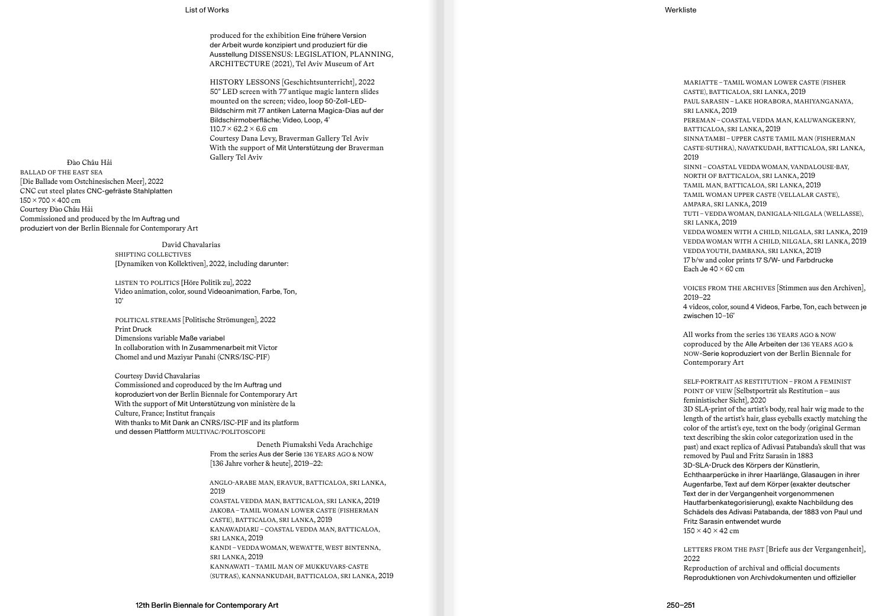produced for the exhibition Eine frühere Version der Arbeit wurde konzipiert und produziert für die Ausstellung DISSENSUS: LEGISLATION, PLANNING, ARCHITECTURE (2021), Tel Aviv Museum of Art

HISTORY LESSONS [Geschichtsunterricht], 2022
50" LED screen with 77 antique magic lantern slides mounted on the screen; video, loop 50-Zoll-LED-Bildschirm mit 77 antiken Laterna Magica-Dias auf der Bildschirmoberfläche; Video, Loop, 4'
110.7 × 62.2 × 6.6 cm
Courtesy Dana Levy, Braverman Gallery Tel Aviv
With the support of Mit Unterstützung der Braverman Gallery Tel Aviv

### Đào Châu Hải

BALLAD OF THE EAST SEA
[Die Ballade vom Ostchinesischen Meer], 2022
CNC cut steel plates CNC-gefräste Stahlplatten
150 × 700 × 400 cm
Courtesy Đào Châu Hải
Commissioned and produced by the Im Auftrag und produziert von der Berlin Biennale for Contemporary Art

### David Chavalarias

SHIFTING COLLECTIVES
[Dynamiken von Kollektiven], 2022, including darunter:

LISTEN TO POLITICS [Höre Politik zu], 2022
Video animation, color, sound Videoanimation, Farbe, Ton, 10'

POLITICAL STREAMS [Politische Strömungen], 2022
Print Druck
Dimensions variable Maße variabel
In collaboration with In Zusammenarbeit mit Victor Chomel and und Maziyar Panahi (CNRS/ISC-PIF)

Courtesy David Chavalarias
Commissioned and coproduced by the Im Auftrag und koproduziert von der Berlin Biennale for Contemporary Art
With the support of Mit Unterstützung von ministère de la Culture, France; Institut français
With thanks to Mit Dank an CNRS/ISC-PIF and its platform und dessen Plattform MULTIVAC/POLITOSCOPE

### Deneth Piumakshi Veda Arachchige

From the series Aus der Serie 136 YEARS AGO & NOW
[136 Jahre vorher & heute], 2019–22:

ANGLO-ARABE MAN, ERAVUR, BATTICALOA, SRI LANKA, 2019
COASTAL VEDDA MAN, BATTICALOA, SRI LANKA, 2019
JAKOBA – TAMIL WOMAN LOWER CASTE (FISHERMAN CASTE), BATTICALOA, SRI LANKA, 2019
KANAWADIARU – COASTAL VEDDA MAN, BATTICALOA, SRI LANKA, 2019
KANDI – VEDDA WOMAN, WEWATTE, WEST BINTENNA, SRI LANKA, 2019
KANNAWATI – TAMIL MAN OF MUKKUVARS-CASTE (SUTRAS), KANNANKUDAH, BATTICALOA, SRI LANKA, 2019
MARIATTE – TAMIL WOMAN LOWER CASTE (FISHER CASTE), BATTICALOA, SRI LANKA, 2019
PAUL SARASIN – LAKE HORABORA, MAHIYANGANAYA, SRI LANKA, 2019
PEREMAN – COASTAL VEDDA MAN, KALUWANGKERNY, BATTICALOA, SRI LANKA, 2019
SINNA TAMBI – UPPER CASTE TAMIL MAN (FISHERMAN CASTE-SUTHRA), NAVATKUDAH, BATTICALOA, SRI LANKA, 2019
SINNI – COASTAL VEDDA WOMAN, VANDALOUSE-BAY, NORTH OF BATTICALOA, SRI LANKA, 2019
TAMIL MAN, BATTICALOA, SRI LANKA, 2019
TAMIL WOMAN UPPER CASTE (VELLALAR CASTE), AMPARA, SRI LANKA, 2019
TUTI – VEDDA WOMAN, DANIGALA-NILGALA (WELLASSE), SRI LANKA, 2019
VEDDA WOMEN WITH A CHILD, NILGALA, SRI LANKA, 2019
VEDDA WOMAN WITH A CHILD, NILGALA, SRI LANKA, 2019
VEDDA YOUTH, DAMBANA, SRI LANKA, 2019
17 b/w and color prints 17 S/W- und Farbdrucke
Each Je 40 × 60 cm

VOICES FROM THE ARCHIVES [Stimmen aus den Archiven], 2019–22
4 videos, color, sound 4 Videos, Farbe, Ton, each between je zwischen 10–16'

All works from the series 136 YEARS AGO & NOW coproduced by the Alle Arbeiten der 136 YEARS AGO & NOW-Serie koproduziert von der Berlin Biennale for Contemporary Art

SELF-PORTRAIT AS RESTITUTION – FROM A FEMINIST POINT OF VIEW [Selbstporträt als Restitution – aus feministischer Sicht], 2020
3D SLA-print of the artist's body, real hair wig made to the length of the artist's hair, glass eyeballs exactly matching the color of the artist's eye, text on the body (original German text describing the skin color categorization used in the past) and exact replica of Adivasi Patabanda's skull that was removed by Paul and Fritz Sarasin in 1883
3D-SLA-Druck des Körpers der Künstlerin, Echthaarperücke in ihrer Haarlänge, Glasaugen in ihrer Augenfarbe, Text auf dem Körper (exakter deutscher Text der in der Vergangenheit vorgenommenen Hautfarbenkategorisierung), exakte Nachbildung des Schädels des Adivasi Patabanda, der 1883 von Paul und Fritz Sarasin entwendet wurde
150 × 40 × 42 cm

LETTERS FROM THE PAST [Briefe aus der Vergangenheit], 2022
Reproduction of archival and official documents
Reproduktionen von Archivdokumenten und offizieller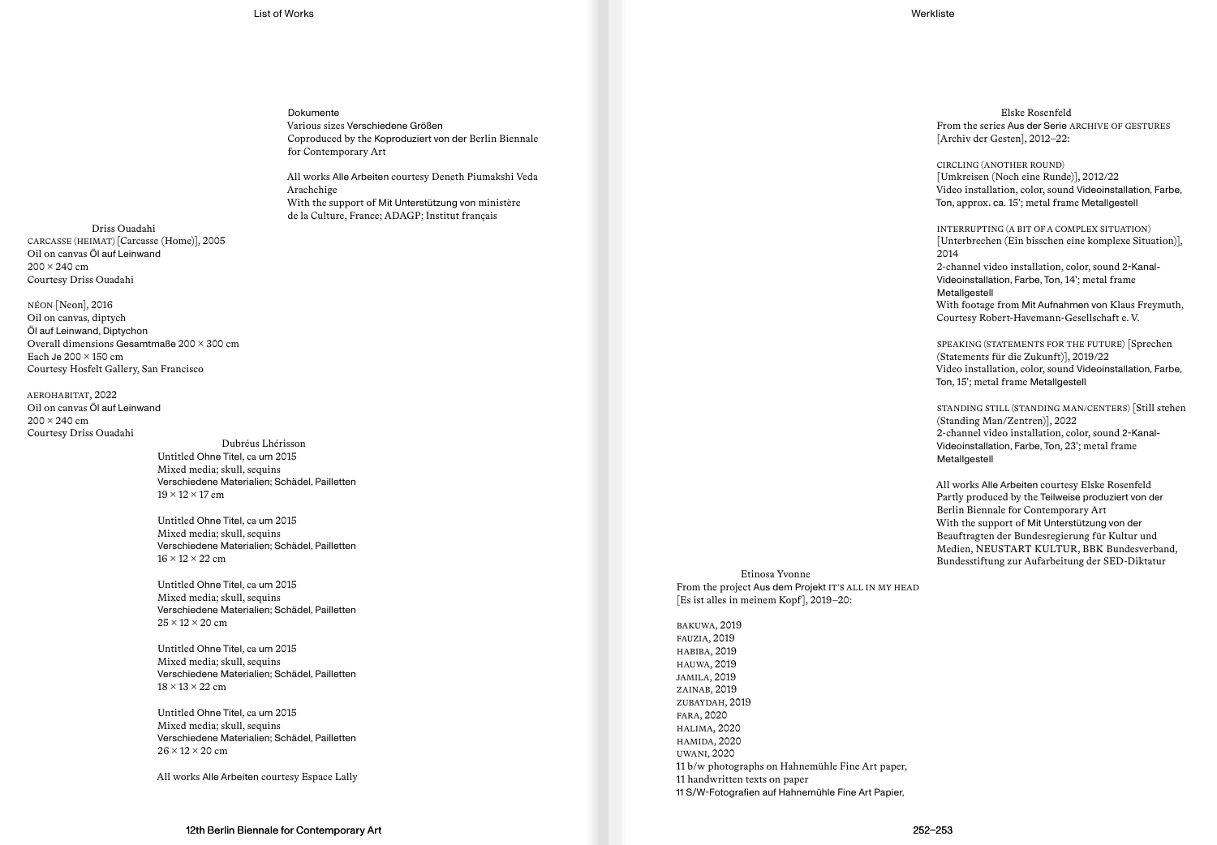Dokumente
Various sizes Verschiedene Größen
Coproduced by the Koproduziert von der Berlin Biennale for Contemporary Art

All works Alle Arbeiten courtesy Deneth Piumakshi Veda Arachchige
With the support of Mit Unterstützung von ministère de la Culture, France; ADAGP; Institut français

### Driss Ouadahi

CARCASSE (HEIMAT) [Carcasse (Home)], 2005
Oil on canvas Öl auf Leinwand
200 × 240 cm
Courtesy Driss Ouadahi

NÉON [Neon], 2016
Oil on canvas, diptych
Öl auf Leinwand, Diptychon
Overall dimensions Gesamtmaße 200 × 300 cm
Each Je 200 × 150 cm
Courtesy Hosfelt Gallery, San Francisco

AEROHABITAT, 2022
Oil on canvas Öl auf Leinwand
200 × 240 cm
Courtesy Driss Ouadahi

### Dubréus Lhérisson

Untitled Ohne Titel, ca um 2015
Mixed media; skull, sequins
Verschiedene Materialien; Schädel, Pailletten
19 × 12 × 17 cm

Untitled Ohne Titel, ca um 2015
Mixed media; skull, sequins
Verschiedene Materialien; Schädel, Pailletten
16 × 12 × 22 cm

Untitled Ohne Titel, ca um 2015
Mixed media; skull, sequins
Verschiedene Materialien; Schädel, Pailletten
25 × 12 × 20 cm

Untitled Ohne Titel, ca um 2015
Mixed media; skull, sequins
Verschiedene Materialien; Schädel, Pailletten
18 × 13 × 22 cm

Untitled Ohne Titel, ca um 2015
Mixed media; skull, sequins
Verschiedene Materialien; Schädel, Pailletten
26 × 12 × 20 cm

All works Alle Arbeiten courtesy Espace Lally

### Elske Rosenfeld

From the series Aus der Serie ARCHIVE OF GESTURES [Archiv der Gesten], 2012–22:

CIRCLING (ANOTHER ROUND)
[Umkreisen (Noch eine Runde)], 2012/22
Video installation, color, sound Videoinstallation, Farbe, Ton, approx. ca. 15'; metal frame Metallgestell

INTERRUPTING (A BIT OF A COMPLEX SITUATION)
[Unterbrechen (Ein bisschen eine komplexe Situation)], 2014
2-channel video installation, color, sound 2-Kanal-Videoinstallation, Farbe, Ton, 14'; metal frame Metallgestell
With footage from Mit Aufnahmen von Klaus Freymuth, Courtesy Robert-Havemann-Gesellschaft e. V.

SPEAKING (STATEMENTS FOR THE FUTURE) [Sprechen (Statements für die Zukunft)], 2019/22
Video installation, color, sound Videoinstallation, Farbe, Ton, 15'; metal frame Metallgestell

STANDING STILL (STANDING MAN/CENTERS) [Still stehen (Standing Man/Zentren)], 2022
2-channel video installation, color, sound 2-Kanal-Videoinstallation, Farbe, Ton, 23'; metal frame Metallgestell

All works Alle Arbeiten courtesy Elske Rosenfeld
Partly produced by the Teilweise produziert von der Berlin Biennale for Contemporary Art
With the support of Mit Unterstützung von der Beauftragten der Bundesregierung für Kultur und Medien, NEUSTART KULTUR, BBK Bundesverband, Bundesstiftung zur Aufarbeitung der SED-Diktatur

### Etinosa Yvonne

From the project Aus dem Projekt IT'S ALL IN MY HEAD [Es ist alles in meinem Kopf], 2019–20:

BAKUWA, 2019
FAUZIA, 2019
HABIBA, 2019
HAUWA, 2019
JAMILA, 2019
ZAINAB, 2019
ZUBAYDAH, 2019
FARA, 2020
HALIMA, 2020
HAMIDA, 2020
UWANI, 2020
11 b/w photographs on Hahnemühle Fine Art paper, 11 handwritten texts on paper
11 S/W-Fotografien auf Hahnemühle Fine Art Papier,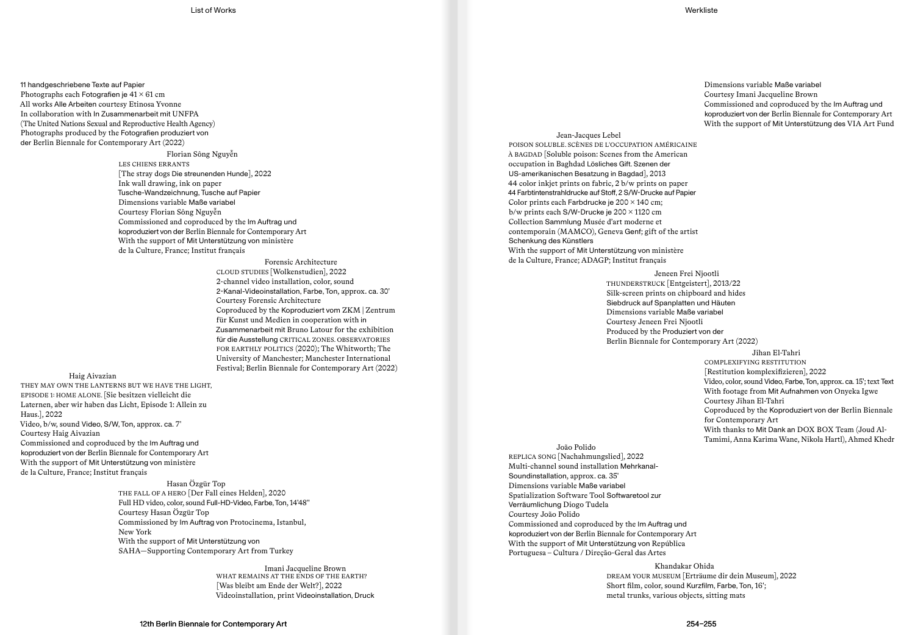11 handgeschriebene Texte auf Papier
Photographs each Fotografien je 41 × 61 cm
All works Alle Arbeiten courtesy Etinosa Yvonne
In collaboration with In Zusammenarbeit mit UNFPA
(The United Nations Sexual and Reproductive Health Agency)
Photographs produced by the Fotografien produziert von
der Berlin Biennale for Contemporary Art (2022)

Florian Sông Nguyễn
LES CHIENS ERRANTS
[The stray dogs Die streunenden Hunde], 2022
Ink wall drawing, ink on paper
Tusche-Wandzeichnung, Tusche auf Papier
Dimensions variable Maße variabel
Courtesy Florian Sông Nguyễn
Commissioned and coproduced by the Im Auftrag und
koproduziert von der Berlin Biennale for Contemporary Art
With the support of Mit Unterstützung von ministère
de la Culture, France; Institut français

Forensic Architecture
CLOUD STUDIES [Wolkenstudien], 2022
2-channel video installation, color, sound
2-Kanal-Videoinstallation, Farbe, Ton, approx. ca. 30'
Courtesy Forensic Architecture
Coproduced by the Koproduziert vom ZKM | Zentrum
für Kunst und Medien in cooperation with in
Zusammenarbeit mit Bruno Latour for the exhibition
für die Ausstellung CRITICAL ZONES. OBSERVATORIES
FOR EARTHLY POLITICS (2020); The Whitworth; The
University of Manchester; Manchester International
Festival; Berlin Biennale for Contemporary Art (2022)

Haig Aivazian
THEY MAY OWN THE LANTERNS BUT WE HAVE THE LIGHT,
EPISODE 1: HOME ALONE. [Sie besitzen vielleicht die
Laternen, aber wir haben das Licht, Episode 1: Allein zu
Haus.], 2022
Video, b/w, sound Video, S/W, Ton, approx. ca. 7'
Courtesy Haig Aivazian
Commissioned and coproduced by the Im Auftrag und
koproduziert von der Berlin Biennale for Contemporary Art
With the support of Mit Unterstützung von ministère
de la Culture, France; Institut français

Hasan Özgür Top
THE FALL OF A HERO [Der Fall eines Helden], 2020
Full HD video, color, sound Full-HD-Video, Farbe, Ton, 14'48''
Courtesy Hasan Özgür Top
Commissioned by Im Auftrag von Protocinema, Istanbul,
New York
With the support of Mit Unterstützung von
SAHA—Supporting Contemporary Art from Turkey

Imani Jacqueline Brown
WHAT REMAINS AT THE ENDS OF THE EARTH?
[Was bleibt am Ende der Welt?], 2022
Videoinstallation, print Videoinstallation, Druck
Dimensions variable Maße variabel
Courtesy Imani Jacqueline Brown
Commissioned and coproduced by the Im Auftrag und
koproduziert von der Berlin Biennale for Contemporary Art
With the support of Mit Unterstützung des VIA Art Fund

Jean-Jacques Lebel
POISON SOLUBLE. SCÈNES DE L'OCCUPATION AMÉRICAINE
À BAGDAD [Soluble poison: Scenes from the American
occupation in Baghdad Lösliches Gift. Szenen der
US-amerikanischen Besatzung in Bagdad], 2013
44 color inkjet prints on fabric, 2 b/w prints on paper
44 Farbtintenstrahldrucke auf Stoff, 2 S/W-Drucke auf Papier
Color prints each Farbdrucke je 200 × 140 cm;
b/w prints each S/W-Drucke je 200 × 1120 cm
Collection Sammlung Musée d'art moderne et
contemporain (MAMCO), Geneva Genf; gift of the artist
Schenkung des Künstlers
With the support of Mit Unterstützung von ministère
de la Culture, France; ADAGP; Institut français

Jeneen Frei Njootli
THUNDERSTRUCK [Entgeistert], 2013/22
Silk-screen prints on chipboard and hides
Siebdruck auf Spanplatten und Häuten
Dimensions variable Maße variabel
Courtesy Jeneen Frei Njootli
Produced by the Produziert von der
Berlin Biennale for Contemporary Art (2022)

Jihan El-Tahri
COMPLEXIFYING RESTITUTION
[Restitution komplexifizieren], 2022
Video, color, sound Video, Farbe, Ton, approx. ca. 15'; text Text
With footage from Mit Aufnahmen von Onyeka Igwe
Courtesy Jihan El-Tahri
Coproduced by the Koproduziert von der Berlin Biennale
for Contemporary Art
With thanks to Mit Dank an DOX BOX Team (Joud Al-
Tamimi, Anna Karima Wane, Nikola Hartl), Ahmed Khedr

João Polido
REPLICA SONG [Nachahmungslied], 2022
Multi-channel sound installation Mehrkanal-
Soundinstallation, approx. ca. 35'
Dimensions variable Maße variabel
Spatialization Software Tool Softwaretool zur
Verräumlichung Diogo Tudela
Courtesy João Polido
Commissioned and coproduced by the Im Auftrag und
koproduziert von der Berlin Biennale for Contemporary Art
With the support of Mit Unterstützung von República
Portuguesa – Cultura / Direção-Geral das Artes

Khandakar Ohida
DREAM YOUR MUSEUM [Erträume dir dein Museum], 2022
Short film, color, sound Kurzfilm, Farbe, Ton, 16';
metal trunks, various objects, sitting mats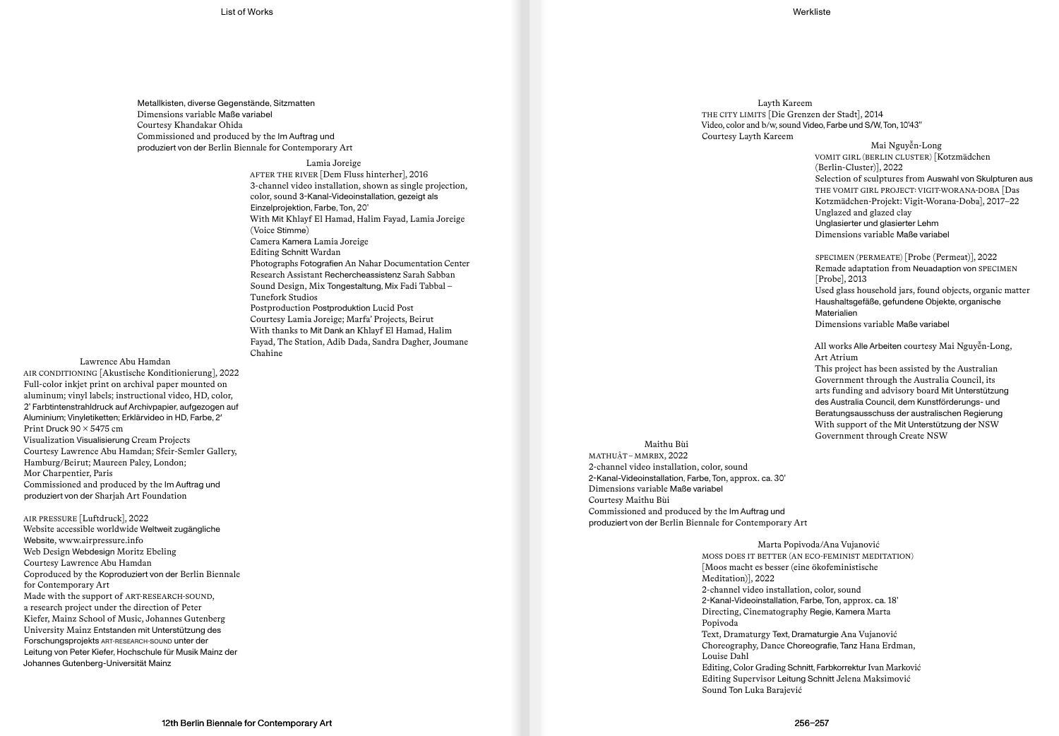Metallkisten, diverse Gegenstände, Sitzmatten
Dimensions variable Maße variabel
Courtesy Khandakar Ohida
Commissioned and produced by the Im Auftrag und produziert von der Berlin Biennale for Contemporary Art

### Lamia Joreige

AFTER THE RIVER [Dem Fluss hinterher], 2016
3-channel video installation, shown as single projection, color, sound 3-Kanal-Videoinstallation, gezeigt als Einzelprojektion, Farbe, Ton, 20'
With Mit Khlayf El Hamad, Halim Fayad, Lamia Joreige (Voice Stimme)
Camera Kamera Lamia Joreige
Editing Schnitt Wardan
Photographs Fotografien An Nahar Documentation Center
Research Assistant Rechercheassistenz Sarah Sabban
Sound Design, Mix Tongestaltung, Mix Fadi Tabbal – Tunefork Studios
Postproduction Postproduktion Lucid Post
Courtesy Lamia Joreige; Marfa' Projects, Beirut
With thanks to Mit Dank an Khlayf El Hamad, Halim Fayad, The Station, Adib Dada, Sandra Dagher, Joumane Chahine

### Lawrence Abu Hamdan

AIR CONDITIONING [Akustische Konditionierung], 2022
Full-color inkjet print on archival paper mounted on aluminum; vinyl labels; instructional video, HD, color, 2' Farbtintenstrahldruck auf Archivpapier, aufgezogen auf Aluminium; Vinyletiketten; Erklärvideo in HD, Farbe, 2'
Print Druck 90 × 5475 cm
Visualization Visualisierung Cream Projects
Courtesy Lawrence Abu Hamdan; Sfeir-Semler Gallery, Hamburg/Beirut; Maureen Paley, London; Mor Charpentier, Paris
Commissioned and produced by the Im Auftrag und produziert von der Sharjah Art Foundation

AIR PRESSURE [Luftdruck], 2022
Website accessible worldwide Weltweit zugängliche Website, www.airpressure.info
Web Design Webdesign Moritz Ebeling
Courtesy Lawrence Abu Hamdan
Coproduced by the Koproduziert von der Berlin Biennale for Contemporary Art
Made with the support of ART-RESEARCH-SOUND, a research project under the direction of Peter Kiefer, Mainz School of Music, Johannes Gutenberg University Mainz Entstanden mit Unterstützung des Forschungsprojekts ART-RESEARCH-SOUND unter der Leitung von Peter Kiefer, Hochschule für Musik Mainz der Johannes Gutenberg-Universität Mainz

### Layth Kareem

THE CITY LIMITS [Die Grenzen der Stadt], 2014
Video, color and b/w, sound Video, Farbe und S/W, Ton, 10'43"
Courtesy Layth Kareem

### Mai Nguyễn-Long

VOMIT GIRL (BERLIN CLUSTER) [Kotzmädchen (Berlin-Cluster)], 2022
Selection of sculptures from Auswahl von Skulpturen aus THE VOMIT GIRL PROJECT: VIGIT-WORANA-DOBA [Das Kotzmädchen-Projekt: Vigit-Worana-Doba], 2017–22
Unglazed and glazed clay
Unglasierter und glasierter Lehm
Dimensions variable Maße variabel

SPECIMEN (PERMEATE) [Probe (Permeat)], 2022
Remade adaptation from Neuadaption von SPECIMEN [Probe], 2013
Used glass household jars, found objects, organic matter
Haushaltsgefäße, gefundene Objekte, organische Materialien
Dimensions variable Maße variabel

All works Alle Arbeiten courtesy Mai Nguyễn-Long, Art Atrium
This project has been assisted by the Australian Government through the Australia Council, its arts funding and advisory board Mit Unterstützung des Australia Council, dem Kunstförderungs- und Beratungsausschuss der australischen Regierung
With support of the Mit Unterstützung der NSW Government through Create NSW

### Maithu Bùi

MATHUẬT – MMRBX, 2022
2-channel video installation, color, sound
2-Kanal-Videoinstallation, Farbe, Ton, approx. ca. 30'
Dimensions variable Maße variabel
Courtesy Maithu Bùi
Commissioned and produced by the Im Auftrag und produziert von der Berlin Biennale for Contemporary Art

### Marta Popivoda/Ana Vujanović

MOSS DOES IT BETTER (AN ECO-FEMINIST MEDITATION) [Moos macht es besser (eine ökofeministische Meditation)], 2022
2-channel video installation, color, sound
2-Kanal-Videoinstallation, Farbe, Ton, approx. ca. 18'
Directing, Cinematography Regie, Kamera Marta Popivoda
Text, Dramaturgy Text, Dramaturgie Ana Vujanović
Choreography, Dance Choreografie, Tanz Hana Erdman, Louise Dahl
Editing, Color Grading Schnitt, Farbkorrektur Ivan Marković
Editing Supervisor Leitung Schnitt Jelena Maksimović
Sound Ton Luka Barajević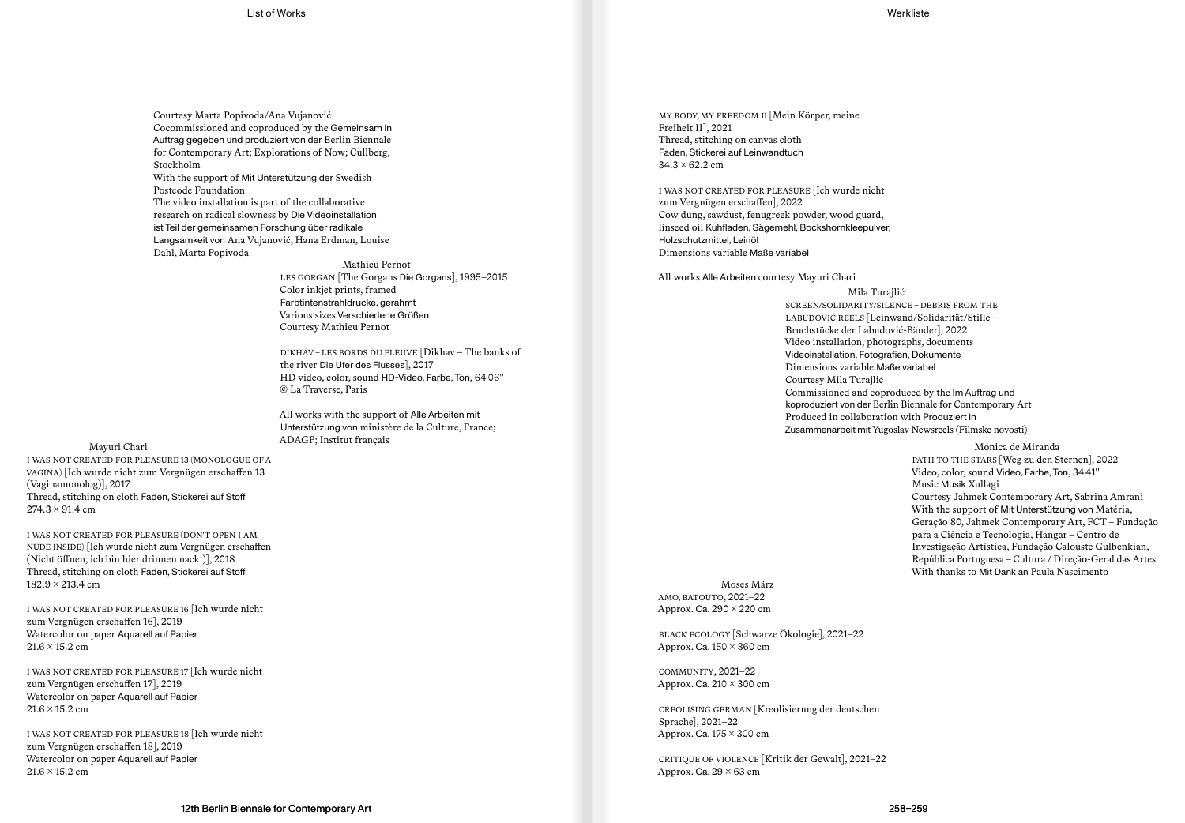Courtesy Marta Popivoda/Ana Vujanović
Cocommissioned and coproduced by the Gemeinsam in Auftrag gegeben und produziert von der Berlin Biennale for Contemporary Art; Explorations of Now; Cullberg, Stockholm
With the support of Mit Unterstützung der Swedish Postcode Foundation
The video installation is part of the collaborative research on radical slowness by Die Videoinstallation ist Teil der gemeinsamen Forschung über radikale Langsamkeit von Ana Vujanović, Hana Erdman, Louise Dahl, Marta Popivoda

### Mathieu Pernot

LES GORGAN [The Gorgans Die Gorgans], 1995–2015
Color inkjet prints, framed
Farbtintenstrahldrucke, gerahmt
Various sizes Verschiedene Größen
Courtesy Mathieu Pernot

DIKHAV – LES BORDS DU FLEUVE [Dikhav – The banks of the river Die Ufer des Flusses], 2017
HD video, color, sound HD-Video, Farbe, Ton, 64'06''
© La Traverse, Paris

All works with the support of Alle Arbeiten mit Unterstützung von ministère de la Culture, France; ADAGP; Institut français

### Mayuri Chari

I WAS NOT CREATED FOR PLEASURE 13 (MONOLOGUE OF A VAGINA) [Ich wurde nicht zum Vergnügen erschaffen 13 (Vaginamonolog)], 2017
Thread, stitching on cloth Faden, Stickerei auf Stoff
274.3 × 91.4 cm

I WAS NOT CREATED FOR PLEASURE (DON'T OPEN I AM NUDE INSIDE) [Ich wurde nicht zum Vergnügen erschaffen (Nicht öffnen, ich bin hier drinnen nackt)], 2018
Thread, stitching on cloth Faden, Stickerei auf Stoff
182.9 × 213.4 cm

I WAS NOT CREATED FOR PLEASURE 16 [Ich wurde nicht zum Vergnügen erschaffen 16], 2019
Watercolor on paper Aquarell auf Papier
21.6 × 15.2 cm

I WAS NOT CREATED FOR PLEASURE 17 [Ich wurde nicht zum Vergnügen erschaffen 17], 2019
Watercolor on paper Aquarell auf Papier
21.6 × 15.2 cm

I WAS NOT CREATED FOR PLEASURE 18 [Ich wurde nicht zum Vergnügen erschaffen 18], 2019
Watercolor on paper Aquarell auf Papier
21.6 × 15.2 cm

MY BODY, MY FREEDOM II [Mein Körper, meine Freiheit II], 2021
Thread, stitching on canvas cloth
Faden, Stickerei auf Leinwandtuch
34.3 × 62.2 cm

I WAS NOT CREATED FOR PLEASURE [Ich wurde nicht zum Vergnügen erschaffen], 2022
Cow dung, sawdust, fenugreek powder, wood guard, linseed oil Kuhfladen, Sägemehl, Bockshornkleepulver, Holzschutzmittel, Leinöl
Dimensions variable Maße variabel

All works Alle Arbeiten courtesy Mayuri Chari

### Mila Turajlić

SCREEN/SOLIDARITY/SILENCE – DEBRIS FROM THE LABUDOVIĆ REELS [Leinwand/Solidarität/Stille – Bruchstücke der Labudović-Bänder], 2022
Video installation, photographs, documents
Videoinstallation, Fotografien, Dokumente
Dimensions variable Maße variabel
Courtesy Mila Turajlić
Commissioned and coproduced by the Im Auftrag und koproduziert von der Berlin Biennale for Contemporary Art
Produced in collaboration with Produziert in Zusammenarbeit mit Yugoslav Newsreels (Filmske novosti)

### Mónica de Miranda

PATH TO THE STARS [Weg zu den Sternen], 2022
Video, color, sound Video, Farbe, Ton, 34'41''
Music Musik Xullagi
Courtesy Jahmek Contemporary Art, Sabrina Amrani
With the support of Mit Unterstützung von Matéria, Geração 80, Jahmek Contemporary Art, FCT – Fundação para a Ciência e Tecnologia, Hangar – Centro de Investigação Artística, Fundação Calouste Gulbenkian, República Portuguesa – Cultura / Direção-Geral das Artes
With thanks to Mit Dank an Paula Nascimento

### Moses März

AMO, BATOUTO, 2021–22
Approx. Ca. 290 × 220 cm

BLACK ECOLOGY [Schwarze Ökologie], 2021–22
Approx. Ca. 150 × 360 cm

COMMUNITY, 2021–22
Approx. Ca. 210 × 300 cm

CREOLISING GERMAN [Kreolisierung der deutschen Sprache], 2021–22
Approx. Ca. 175 × 300 cm

CRITIQUE OF VIOLENCE [Kritik der Gewalt], 2021–22
Approx. Ca. 29 × 63 cm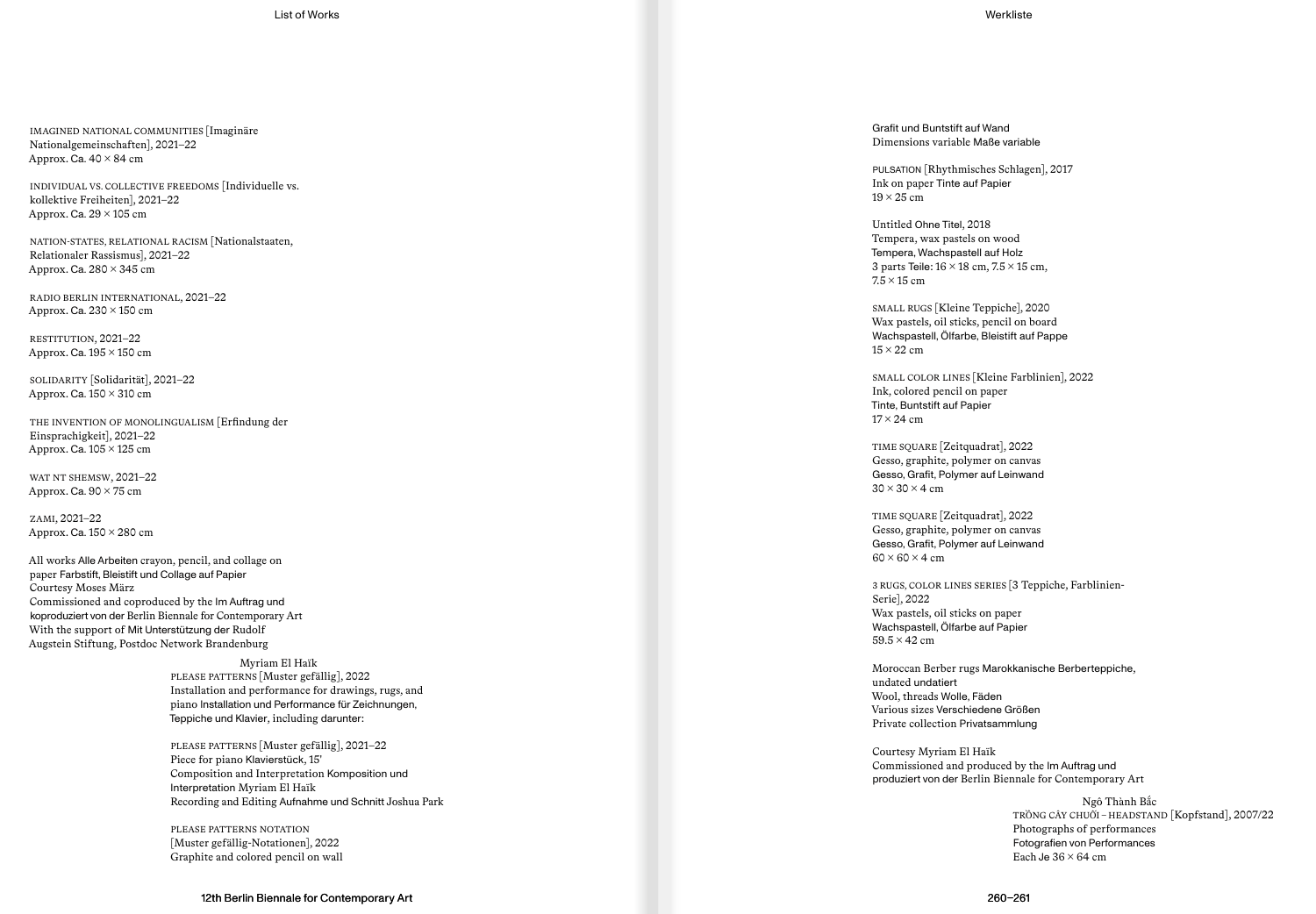IMAGINED NATIONAL COMMUNITIES [Imaginäre Nationalgemeinschaften], 2021–22
Approx. Ca. 40 × 84 cm

INDIVIDUAL VS. COLLECTIVE FREEDOMS [Individuelle vs. kollektive Freiheiten], 2021–22
Approx. Ca. 29 × 105 cm

NATION-STATES, RELATIONAL RACISM [Nationalstaaten, Relationaler Rassismus], 2021–22
Approx. Ca. 280 × 345 cm

RADIO BERLIN INTERNATIONAL, 2021–22
Approx. Ca. 230 × 150 cm

RESTITUTION, 2021–22
Approx. Ca. 195 × 150 cm

SOLIDARITY [Solidarität], 2021–22
Approx. Ca. 150 × 310 cm

THE INVENTION OF MONOLINGUALISM [Erfindung der Einsprachigkeit], 2021–22
Approx. Ca. 105 × 125 cm

WAT NT SHEMSW, 2021–22
Approx. Ca. 90 × 75 cm

ZAMI, 2021–22
Approx. Ca. 150 × 280 cm

All works Alle Arbeiten crayon, pencil, and collage on paper Farbstift, Bleistift und Collage auf Papier
Courtesy Moses März
Commissioned and coproduced by the Im Auftrag und koproduziert von der Berlin Biennale for Contemporary Art
With the support of Mit Unterstützung der Rudolf Augstein Stiftung, Postdoc Network Brandenburg

Myriam El Haïk

PLEASE PATTERNS [Muster gefällig], 2022
Installation and performance for drawings, rugs, and piano Installation und Performance für Zeichnungen, Teppiche und Klavier, including darunter:

PLEASE PATTERNS [Muster gefällig], 2021–22
Piece for piano Klavierstück, 15′
Composition and Interpretation Komposition und Interpretation Myriam El Haïk
Recording and Editing Aufnahme und Schnitt Joshua Park

PLEASE PATTERNS NOTATION [Muster gefällig-Notationen], 2022
Graphite and colored pencil on wall
Grafit und Buntstift auf Wand
Dimensions variable Maße variable

PULSATION [Rhythmisches Schlagen], 2017
Ink on paper Tinte auf Papier
19 × 25 cm

Untitled Ohne Titel, 2018
Tempera, wax pastels on wood
Tempera, Wachspastell auf Holz
3 parts Teile: 16 × 18 cm, 7.5 × 15 cm, 7.5 × 15 cm

SMALL RUGS [Kleine Teppiche], 2020
Wax pastels, oil sticks, pencil on board
Wachspastell, Ölfarbe, Bleistift auf Pappe
15 × 22 cm

SMALL COLOR LINES [Kleine Farblinien], 2022
Ink, colored pencil on paper
Tinte, Buntstift auf Papier
17 × 24 cm

TIME SQUARE [Zeitquadrat], 2022
Gesso, graphite, polymer on canvas
Gesso, Grafit, Polymer auf Leinwand
30 × 30 × 4 cm

TIME SQUARE [Zeitquadrat], 2022
Gesso, graphite, polymer on canvas
Gesso, Grafit, Polymer auf Leinwand
60 × 60 × 4 cm

3 RUGS, COLOR LINES SERIES [3 Teppiche, Farblinien-Serie], 2022
Wax pastels, oil sticks on paper
Wachspastell, Ölfarbe auf Papier
59.5 × 42 cm

Moroccan Berber rugs Marokkanische Berberteppiche, undated undatiert
Wool, threads Wolle, Fäden
Various sizes Verschiedene Größen
Private collection Privatsammlung

Courtesy Myriam El Haïk
Commissioned and produced by the Im Auftrag und produziert von der Berlin Biennale for Contemporary Art

Ngô Thành Bắc

TRỒNG CÂY CHUỐI – HEADSTAND [Kopfstand], 2007/22
Photographs of performances
Fotografien von Performances
Each Je 36 × 64 cm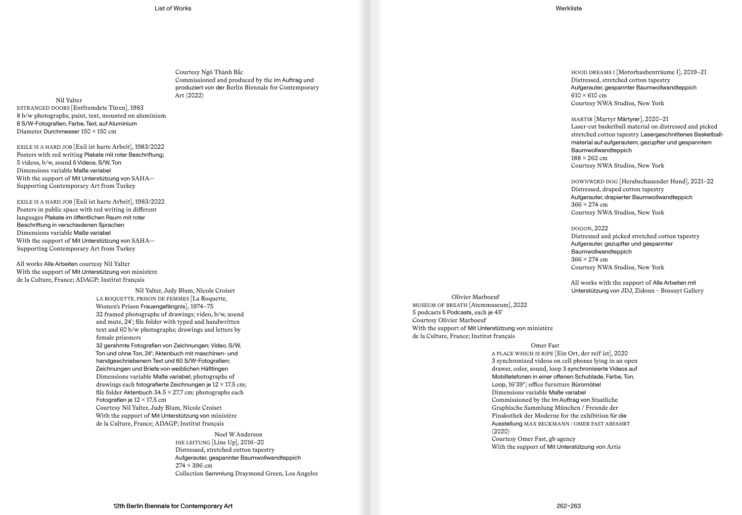Courtesy Ngô Thành Bắc
Commissioned and produced by the Im Auftrag und produziert von der Berlin Biennale for Contemporary Art (2022)

Nil Yalter
ESTRANGED DOORS [Entfremdete Türen], 1983
8 b/w photographs, paint, text, mounted on aluminium
8 S/W-Fotografien, Farbe, Text, auf Aluminium
Diameter Durchmesser 150 × 150 cm

EXILE IS A HARD JOB [Exil ist harte Arbeit], 1983/2022
Posters with red writing Plakate mit roter Beschriftung;
5 videos, b/w, sound 5 Videos, S/W, Ton
Dimensions variable Maße variabel
With the support of Mit Unterstützung von SAHA—Supporting Contemporary Art from Turkey

EXILE IS A HARD JOB [Exil ist harte Arbeit], 1983/2022
Posters in public space with red writing in different languages Plakate im öffentlichen Raum mit roter Beschriftung in verschiedenen Sprachen
Dimensions variable Maße variabel
With the support of Mit Unterstützung von SAHA—Supporting Contemporary Art from Turkey

All works Alle Arbeiten courtesy Nil Yalter
With the support of Mit Unterstützung von ministère de la Culture, France; ADAGP; Institut français

Nil Yalter, Judy Blum, Nicole Croiset
LA ROQUETTE, PRISON DE FEMMES [La Roquette, Women's Prison Frauengefängnis], 1974–75
32 framed photographs of drawings; video, b/w, sound and mute, 24′; file folder with typed and handwritten text and 60 b/w photographs; drawings and letters by female prisoners
32 gerahmte Fotografien von Zeichnungen; Video, S/W, Ton und ohne Ton, 24′; Aktenbuch mit maschinen- und handgeschriebenem Text und 60 S/W-Fotografien; Zeichnungen und Briefe von weiblichen Häftlingen
Dimensions variable Maße variabel; photographs of drawings each fotografierte Zeichnungen je 12 × 17.5 cm; file folder Aktenbuch 34.5 × 27.7 cm; photographs each Fotografien je 12 × 17.5 cm
Courtesy Nil Yalter, Judy Blum, Nicole Croiset
With the support of Mit Unterstützung von ministère de la Culture, France; ADAGP; Institut français

Noel W Anderson
DIE LEITUNG [Line Up], 2016–20
Distressed, stretched cotton tapestry
Aufgerauter, gespannter Baumwollwandteppich
274 × 396 cm
Collection Sammlung Draymond Green, Los Angeles

HOOD DREAMS I [Motorhaubenträume I], 2019–21
Distressed, stretched cotton tapestry
Aufgerauter, gespannter Baumwollwandteppich
610 × 610 cm
Courtesy NWA Studios, New York

MARTIR [Martyr Märtyrer], 2020–21
Laser-cut basketball material on distressed and picked stretched cotton tapestry Lasergeschnittenes Basketballmaterial auf aufgerautem, gezupfter und gespanntem Baumwollwandteppich
188 × 262 cm
Courtesy NWA Studios, New York

DOWNW0RD DOG [Herabschauender Hund], 2021–22
Distressed, draped cotton tapestry
Aufgerauter, drapierter Baumwollwandteppich
366 × 274 cm
Courtesy NWA Studios, New York

DOGON, 2022
Distressed and picked stretched cotton tapestry
Aufgerauter, gezupfter und gespannter Baumwollwandteppich
366 × 274 cm
Courtesy NWA Studios, New York

All works with the support of Alle Arbeiten mit Unterstützung von JDJ, Zidoun – Bossuyt Gallery

Olivier Marboeuf
MUSEUM OF BREATH [Atemmuseum], 2022
5 podcasts 5 Podcasts, each je 45′
Courtesy Olivier Marboeuf
With the support of Mit Unterstützung von ministère de la Culture, France; Institut français

Omer Fast
A PLACE WHICH IS RIPE [Ein Ort, der reif ist], 2020
3 synchronized videos on cell phones lying in an open drawer, color, sound, loop 3 synchronisierte Videos auf Mobiltelefonen in einer offenen Schublade, Farbe, Ton, Loop, 16′39″; office furniture Büromöbel
Dimensions variable Maße variabel
Commissioned by the Im Auftrag von Staatliche Graphische Sammlung München / Freunde der Pinakothek der Moderne for the exhibition für die Ausstellung MAX BECKMANN / OMER FAST ABFAHRT (2020)
Courtesy Omer Fast, gb agency
With the support of Mit Unterstützung von Artis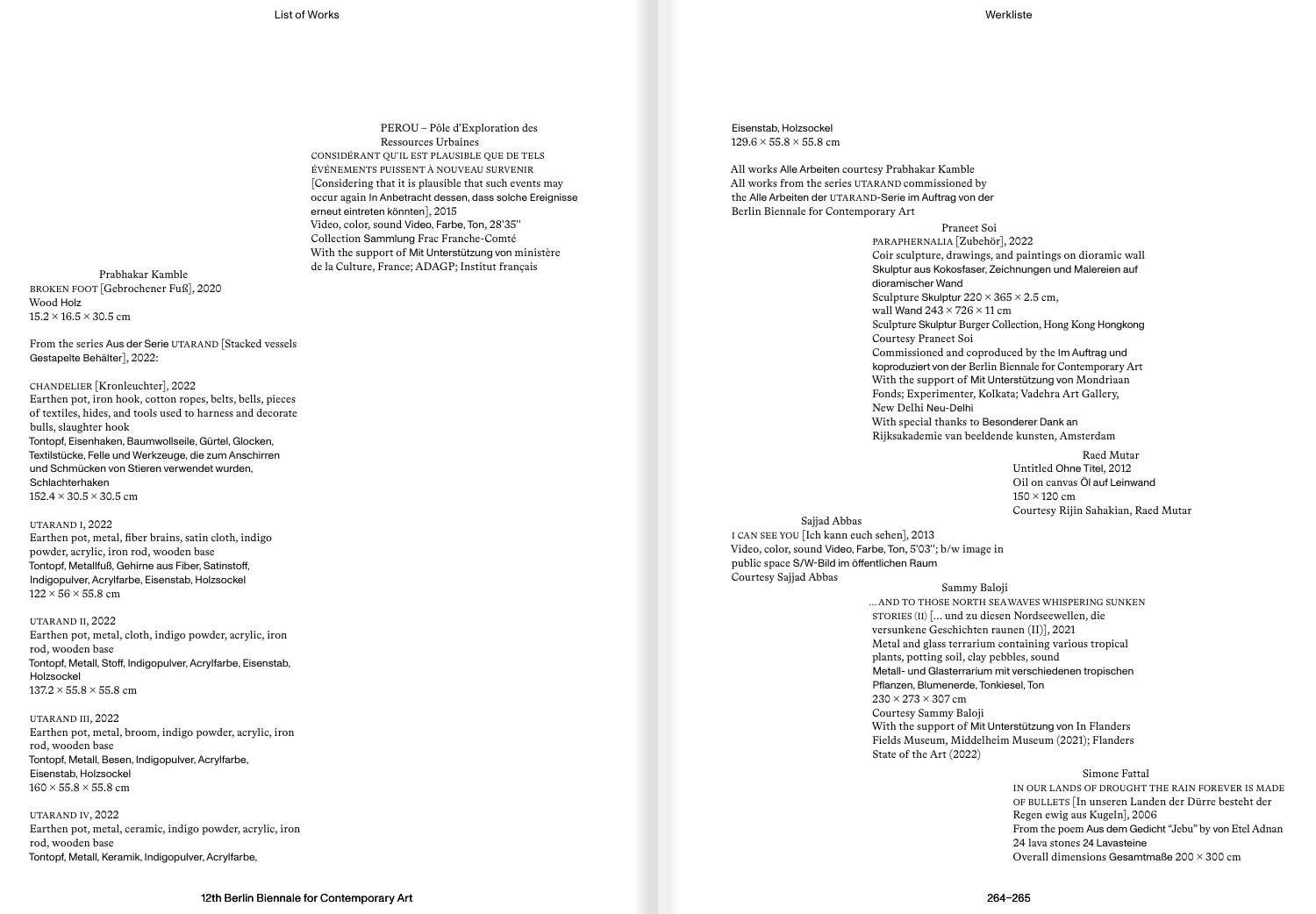PEROU – Pôle d'Exploration des Ressources Urbaines
CONSIDÉRANT QU'IL EST PLAUSIBLE QUE DE TELS ÉVÉNEMENTS PUISSENT À NOUVEAU SURVENIR [Considering that it is plausible that such events may occur again In Anbetracht dessen, dass solche Ereignisse erneut eintreten könnten], 2015
Video, color, sound Video, Farbe, Ton, 28'35''
Collection Sammlung Frac Franche-Comté
With the support of Mit Unterstützung von ministère de la Culture, France; ADAGP; Institut français

Prabhakar Kamble
BROKEN FOOT [Gebrochener Fuß], 2020
Wood Holz
15.2 × 16.5 × 30.5 cm

From the series Aus der Serie UTARAND [Stacked vessels Gestapelte Behälter], 2022:

CHANDELIER [Kronleuchter], 2022
Earthen pot, iron hook, cotton ropes, belts, bells, pieces of textiles, hides, and tools used to harness and decorate bulls, slaughter hook
Tontopf, Eisenhaken, Baumwollseile, Gürtel, Glocken, Textilstücke, Felle und Werkzeuge, die zum Anschirren und Schmücken von Stieren verwendet wurden, Schlachterhaken
152.4 × 30.5 × 30.5 cm

UTARAND I, 2022
Earthen pot, metal, fiber brains, satin cloth, indigo powder, acrylic, iron rod, wooden base
Tontopf, Metallfuß, Gehirne aus Fiber, Satinstoff, Indigopulver, Acrylfarbe, Eisenstab, Holzsockel
122 × 56 × 55.8 cm

UTARAND II, 2022
Earthen pot, metal, cloth, indigo powder, acrylic, iron rod, wooden base
Tontopf, Metall, Stoff, Indigopulver, Acrylfarbe, Eisenstab, Holzsockel
137.2 × 55.8 × 55.8 cm

UTARAND III, 2022
Earthen pot, metal, broom, indigo powder, acrylic, iron rod, wooden base
Tontopf, Metall, Besen, Indigopulver, Acrylfarbe, Eisenstab, Holzsockel
160 × 55.8 × 55.8 cm

UTARAND IV, 2022
Earthen pot, metal, ceramic, indigo powder, acrylic, iron rod, wooden base
Tontopf, Metall, Keramik, Indigopulver, Acrylfarbe, Eisenstab, Holzsockel
129.6 × 55.8 × 55.8 cm

All works Alle Arbeiten courtesy Prabhakar Kamble
All works from the series UTARAND commissioned by the Alle Arbeiten der UTARAND-Serie im Auftrag von der Berlin Biennale for Contemporary Art

Praneet Soi
PARAPHERNALIA [Zubehör], 2022
Coir sculpture, drawings, and paintings on dioramic wall
Skulptur aus Kokosfaser, Zeichnungen und Malereien auf dioramischer Wand
Sculpture Skulptur 220 × 365 × 2.5 cm,
wall Wand 243 × 726 × 11 cm
Sculpture Skulptur Burger Collection, Hong Kong Hongkong
Courtesy Praneet Soi
Commissioned and coproduced by the Im Auftrag und koproduziert von der Berlin Biennale for Contemporary Art
With the support of Mit Unterstützung von Mondriaan Fonds; Experimenter, Kolkata; Vadehra Art Gallery, New Delhi Neu-Delhi
With special thanks to Besonderer Dank an Rijksakademie van beeldende kunsten, Amsterdam

Raed Mutar
Untitled Ohne Titel, 2012
Oil on canvas Öl auf Leinwand
150 × 120 cm
Courtesy Rijin Sahakian, Raed Mutar

Sajjad Abbas
I CAN SEE YOU [Ich kann euch sehen], 2013
Video, color, sound Video, Farbe, Ton, 5'03''; b/w image in public space S/W-Bild im öffentlichen Raum
Courtesy Sajjad Abbas

Sammy Baloji
... AND TO THOSE NORTH SEA WAVES WHISPERING SUNKEN STORIES (II) [... und zu diesen Nordseewellen, die versunkene Geschichten raunen (II)], 2021
Metal and glass terrarium containing various tropical plants, potting soil, clay pebbles, sound
Metall- und Glasterrarium mit verschiedenen tropischen Pflanzen, Blumenerde, Tonkiesel, Ton
230 × 273 × 307 cm
Courtesy Sammy Baloji
With the support of Mit Unterstützung von In Flanders Fields Museum, Middelheim Museum (2021); Flanders State of the Art (2022)

Simone Fattal
IN OUR LANDS OF DROUGHT THE RAIN FOREVER IS MADE OF BULLETS [In unseren Landen der Dürre besteht der Regen ewig aus Kugeln], 2006
From the poem Aus dem Gedicht "Jebu" by von Etel Adnan
24 lava stones 24 Lavasteine
Overall dimensions Gesamtmaße 200 × 300 cm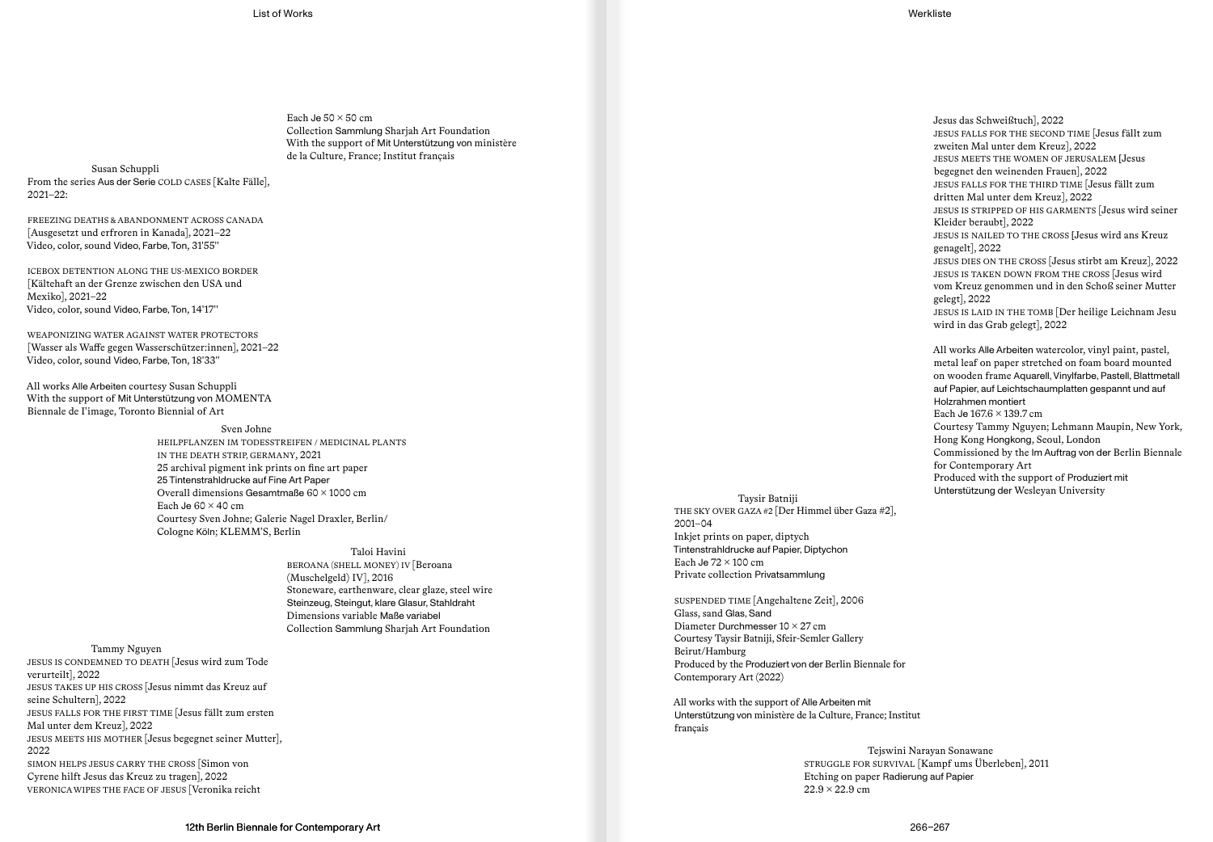Each Je 50 × 50 cm
Collection Sammlung Sharjah Art Foundation
With the support of Mit Unterstützung von ministère de la Culture, France; Institut français

### Susan Schuppli

From the series Aus der Serie COLD CASES [Kalte Fälle], 2021–22:

FREEZING DEATHS & ABANDONMENT ACROSS CANADA [Ausgesetzt und erfroren in Kanada], 2021–22
Video, color, sound Video, Farbe, Ton, 31'55''

ICEBOX DETENTION ALONG THE US-MEXICO BORDER [Kältehaft an der Grenze zwischen den USA und Mexiko], 2021–22
Video, color, sound Video, Farbe, Ton, 14'17''

WEAPONIZING WATER AGAINST WATER PROTECTORS [Wasser als Waffe gegen Wasserschützer:innen], 2021–22
Video, color, sound Video, Farbe, Ton, 18'33''

All works Alle Arbeiten courtesy Susan Schuppli
With the support of Mit Unterstützung von MOMENTA Biennale de l'image, Toronto Biennial of Art

### Sven Johne

HEILPFLANZEN IM TODESSTREIFEN / MEDICINAL PLANTS IN THE DEATH STRIP, GERMANY, 2021
25 archival pigment ink prints on fine art paper
25 Tintenstrahldrucke auf Fine Art Paper
Overall dimensions Gesamtmaße 60 × 1000 cm
Each Je 60 × 40 cm
Courtesy Sven Johne; Galerie Nagel Draxler, Berlin/Cologne Köln; KLEMM'S, Berlin

### Taloi Havini

BEROANA (SHELL MONEY) IV [Beroana (Muschelgeld) IV], 2016
Stoneware, earthenware, clear glaze, steel wire
Steinzeug, Steingut, klare Glasur, Stahldraht
Dimensions variable Maße variabel
Collection Sammlung Sharjah Art Foundation

### Tammy Nguyen

JESUS IS CONDEMNED TO DEATH [Jesus wird zum Tode verurteilt], 2022
JESUS TAKES UP HIS CROSS [Jesus nimmt das Kreuz auf seine Schultern], 2022
JESUS FALLS FOR THE FIRST TIME [Jesus fällt zum ersten Mal unter dem Kreuz], 2022
JESUS MEETS HIS MOTHER [Jesus begegnet seiner Mutter], 2022
SIMON HELPS JESUS CARRY THE CROSS [Simon von Cyrene hilft Jesus das Kreuz zu tragen], 2022
VERONICA WIPES THE FACE OF JESUS [Veronika reicht Jesus das Schweißtuch], 2022
JESUS FALLS FOR THE SECOND TIME [Jesus fällt zum zweiten Mal unter dem Kreuz], 2022
JESUS MEETS THE WOMEN OF JERUSALEM [Jesus begegnet den weinenden Frauen], 2022
JESUS FALLS FOR THE THIRD TIME [Jesus fällt zum dritten Mal unter dem Kreuz], 2022
JESUS IS STRIPPED OF HIS GARMENTS [Jesus wird seiner Kleider beraubt], 2022
JESUS IS NAILED TO THE CROSS [Jesus wird ans Kreuz genagelt], 2022
JESUS DIES ON THE CROSS [Jesus stirbt am Kreuz], 2022
JESUS IS TAKEN DOWN FROM THE CROSS [Jesus wird vom Kreuz genommen und in den Schoß seiner Mutter gelegt], 2022
JESUS IS LAID IN THE TOMB [Der heilige Leichnam Jesu wird in das Grab gelegt], 2022

All works Alle Arbeiten watercolor, vinyl paint, pastel, metal leaf on paper stretched on foam board mounted on wooden frame Aquarell, Vinylfarbe, Pastell, Blattmetall auf Papier, auf Leichtschaumplatten gespannt und auf Holzrahmen montiert
Each Je 167.6 × 139.7 cm
Courtesy Tammy Nguyen; Lehmann Maupin, New York, Hong Kong Hongkong, Seoul, London
Commissioned by the Im Auftrag von der Berlin Biennale for Contemporary Art
Produced with the support of Produziert mit Unterstützung der Wesleyan University

### Taysir Batniji

THE SKY OVER GAZA #2 [Der Himmel über Gaza #2], 2001–04
Inkjet prints on paper, diptych
Tintenstrahldrucke auf Papier, Diptychon
Each Je 72 × 100 cm
Private collection Privatsammlung

SUSPENDED TIME [Angehaltene Zeit], 2006
Glass, sand Glas, Sand
Diameter Durchmesser 10 × 27 cm
Courtesy Taysir Batniji, Sfeir-Semler Gallery Beirut/Hamburg
Produced by the Produziert von der Berlin Biennale for Contemporary Art (2022)

All works with the support of Alle Arbeiten mit Unterstützung von ministère de la Culture, France; Institut français

### Tejswini Narayan Sonawane

STRUGGLE FOR SURVIVAL [Kampf ums Überleben], 2011
Etching on paper Radierung auf Papier
22.9 × 22.9 cm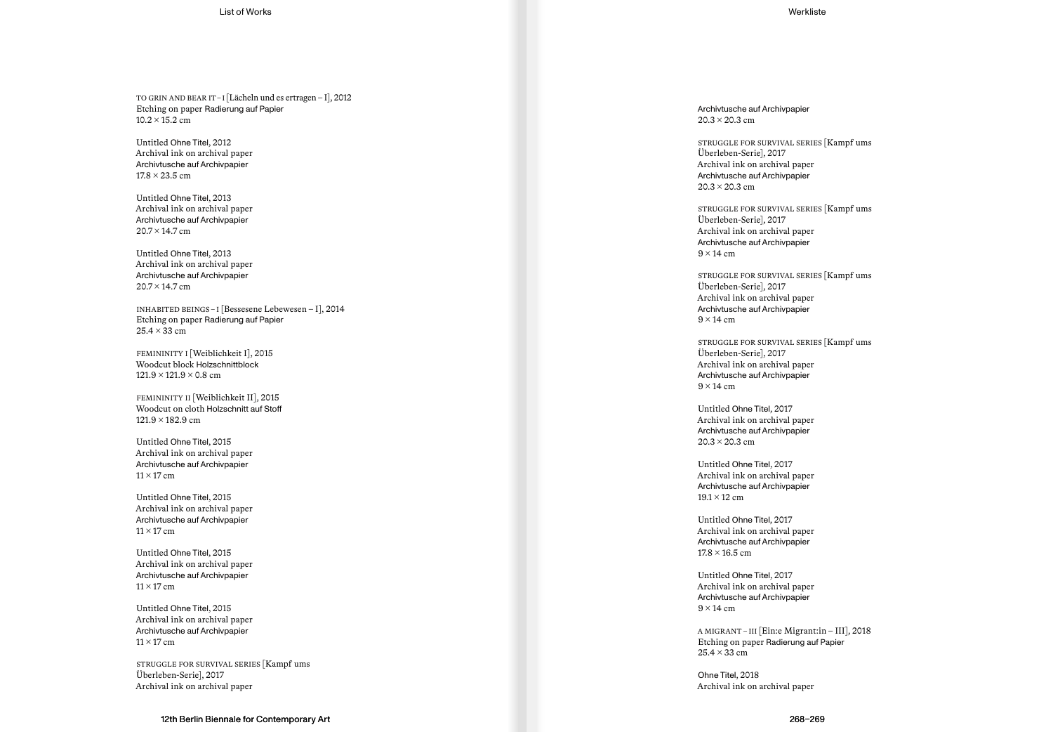TO GRIN AND BEAR IT – I [Lächeln und es ertragen – I], 2012
Etching on paper Radierung auf Papier
10.2 × 15.2 cm

Untitled Ohne Titel, 2012
Archival ink on archival paper
Archivtusche auf Archivpapier
17.8 × 23.5 cm

Untitled Ohne Titel, 2013
Archival ink on archival paper
Archivtusche auf Archivpapier
20.7 × 14.7 cm

Untitled Ohne Titel, 2013
Archival ink on archival paper
Archivtusche auf Archivpapier
20.7 × 14.7 cm

INHABITED BEINGS – I [Bessesene Lebewesen – I], 2014
Etching on paper Radierung auf Papier
25.4 × 33 cm

FEMININITY I [Weiblichkeit I], 2015
Woodcut block Holzschnittblock
121.9 × 121.9 × 0.8 cm

FEMININITY II [Weiblichkeit II], 2015
Woodcut on cloth Holzschnitt auf Stoff
121.9 × 182.9 cm

Untitled Ohne Titel, 2015
Archival ink on archival paper
Archivtusche auf Archivpapier
11 × 17 cm

Untitled Ohne Titel, 2015
Archival ink on archival paper
Archivtusche auf Archivpapier
11 × 17 cm

Untitled Ohne Titel, 2015
Archival ink on archival paper
Archivtusche auf Archivpapier
11 × 17 cm

Untitled Ohne Titel, 2015
Archival ink on archival paper
Archivtusche auf Archivpapier
11 × 17 cm

STRUGGLE FOR SURVIVAL SERIES [Kampf ums Überleben-Serie], 2017
Archival ink on archival paper
Archivtusche auf Archivpapier
20.3 × 20.3 cm

STRUGGLE FOR SURVIVAL SERIES [Kampf ums Überleben-Serie], 2017
Archival ink on archival paper
Archivtusche auf Archivpapier
20.3 × 20.3 cm

STRUGGLE FOR SURVIVAL SERIES [Kampf ums Überleben-Serie], 2017
Archival ink on archival paper
Archivtusche auf Archivpapier
9 × 14 cm

STRUGGLE FOR SURVIVAL SERIES [Kampf ums Überleben-Serie], 2017
Archival ink on archival paper
Archivtusche auf Archivpapier
9 × 14 cm

STRUGGLE FOR SURVIVAL SERIES [Kampf ums Überleben-Serie], 2017
Archival ink on archival paper
Archivtusche auf Archivpapier
9 × 14 cm

Untitled Ohne Titel, 2017
Archival ink on archival paper
Archivtusche auf Archivpapier
20.3 × 20.3 cm

Untitled Ohne Titel, 2017
Archival ink on archival paper
Archivtusche auf Archivpapier
19.1 × 12 cm

Untitled Ohne Titel, 2017
Archival ink on archival paper
Archivtusche auf Archivpapier
17.8 × 16.5 cm

Untitled Ohne Titel, 2017
Archival ink on archival paper
Archivtusche auf Archivpapier
9 × 14 cm

A MIGRANT – III [Ein:e Migrant:in – III], 2018
Etching on paper Radierung auf Papier
25.4 × 33 cm

Ohne Titel, 2018
Archival ink on archival paper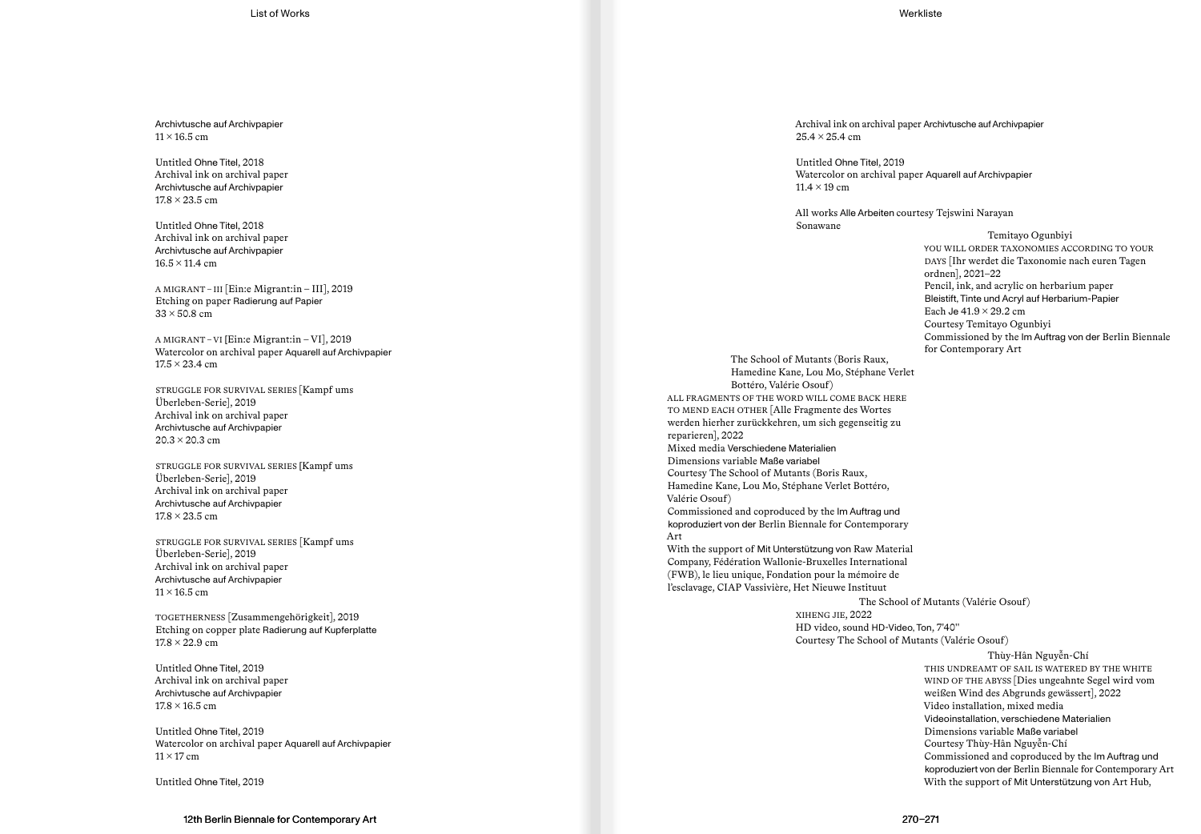Archivtusche auf Archivpapier
11 × 16.5 cm

Untitled Ohne Titel, 2018
Archival ink on archival paper
Archivtusche auf Archivpapier
17.8 × 23.5 cm

Untitled Ohne Titel, 2018
Archival ink on archival paper
Archivtusche auf Archivpapier
16.5 × 11.4 cm

A MIGRANT – III [Ein:e Migrant:in – III], 2019
Etching on paper Radierung auf Papier
33 × 50.8 cm

A MIGRANT – VI [Ein:e Migrant:in – VI], 2019
Watercolor on archival paper Aquarell auf Archivpapier
17.5 × 23.4 cm

STRUGGLE FOR SURVIVAL SERIES [Kampf ums Überleben-Serie], 2019
Archival ink on archival paper
Archivtusche auf Archivpapier
20.3 × 20.3 cm

STRUGGLE FOR SURVIVAL SERIES [Kampf ums Überleben-Serie], 2019
Archival ink on archival paper
Archivtusche auf Archivpapier
17.8 × 23.5 cm

STRUGGLE FOR SURVIVAL SERIES [Kampf ums Überleben-Serie], 2019
Archival ink on archival paper
Archivtusche auf Archivpapier
11 × 16.5 cm

TOGETHERNESS [Zusammengehörigkeit], 2019
Etching on copper plate Radierung auf Kupferplatte
17.8 × 22.9 cm

Untitled Ohne Titel, 2019
Archival ink on archival paper
Archivtusche auf Archivpapier
17.8 × 16.5 cm

Untitled Ohne Titel, 2019
Watercolor on archival paper Aquarell auf Archivpapier
11 × 17 cm

Untitled Ohne Titel, 2019
Archival ink on archival paper Archivtusche auf Archivpapier
25.4 × 25.4 cm

Untitled Ohne Titel, 2019
Watercolor on archival paper Aquarell auf Archivpapier
11.4 × 19 cm

All works Alle Arbeiten courtesy Tejswini Narayan Sonawane

Temitayo Ogunbiyi

YOU WILL ORDER TAXONOMIES ACCORDING TO YOUR DAYS [Ihr werdet die Taxonomie nach euren Tagen ordnen], 2021–22
Pencil, ink, and acrylic on herbarium paper
Bleistift, Tinte und Acryl auf Herbarium-Papier
Each Je 41.9 × 29.2 cm
Courtesy Temitayo Ogunbiyi
Commissioned by the Im Auftrag von der Berlin Biennale for Contemporary Art

The School of Mutants (Boris Raux, Hamedine Kane, Lou Mo, Stéphane Verlet Bottéro, Valérie Osouf)

ALL FRAGMENTS OF THE WORD WILL COME BACK HERE TO MEND EACH OTHER [Alle Fragmente des Wortes werden hierher zurückkehren, um sich gegenseitig zu reparieren], 2022
Mixed media Verschiedene Materialien
Dimensions variable Maße variabel
Courtesy The School of Mutants (Boris Raux, Hamedine Kane, Lou Mo, Stéphane Verlet Bottéro, Valérie Osouf)
Commissioned and coproduced by the Im Auftrag und koproduziert von der Berlin Biennale for Contemporary Art
With the support of Mit Unterstützung von Raw Material Company, Fédération Wallonie-Bruxelles International (FWB), le lieu unique, Fondation pour la mémoire de l'esclavage, CIAP Vassivière, Het Nieuwe Instituut

The School of Mutants (Valérie Osouf)

XIHENG JIE, 2022
HD video, sound HD-Video, Ton, 7'40''
Courtesy The School of Mutants (Valérie Osouf)

Thùy-Hân Nguyễn-Chí

THIS UNDREAMT OF SAIL IS WATERED BY THE WHITE WIND OF THE ABYSS [Dies ungeahnte Segel wird vom weißen Wind des Abgrunds gewässert], 2022
Video installation, mixed media
Videoinstallation, verschiedene Materialien
Dimensions variable Maße variabel
Courtesy Thùy-Hân Nguyễn-Chí
Commissioned and coproduced by the Im Auftrag und koproduziert von der Berlin Biennale for Contemporary Art
With the support of Mit Unterstützung von Art Hub,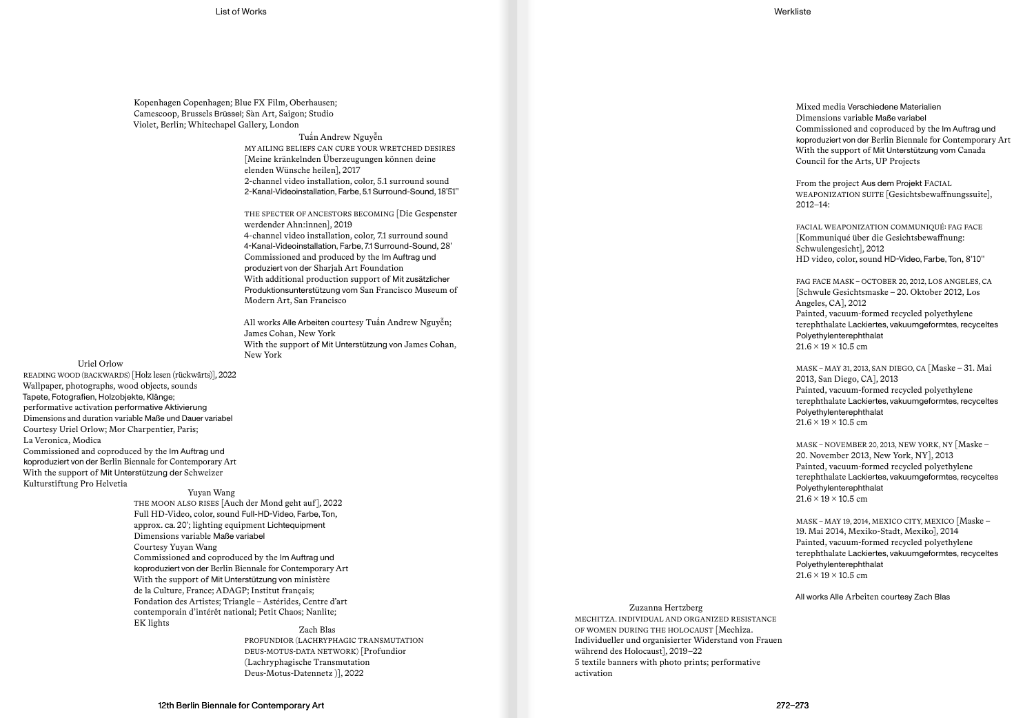Kopenhagen Copenhagen; Blue FX Film, Oberhausen; Camescoop, Brussels Brüssel; Sàn Art, Saigon; Studio Violet, Berlin; Whitechapel Gallery, London

Tuấn Andrew Nguyễn

MY AILING BELIEFS CAN CURE YOUR WRETCHED DESIRES [Meine kränkelnden Überzeugungen können deine elenden Wünsche heilen], 2017
2-channel video installation, color, 5.1 surround sound
2-Kanal-Videoinstallation, Farbe, 5.1 Surround-Sound, 18'51''

THE SPECTER OF ANCESTORS BECOMING [Die Gespenster werdender Ahn:innen], 2019
4-channel video installation, color, 7.1 surround sound
4-Kanal-Videoinstallation, Farbe, 7.1 Surround-Sound, 28'
Commissioned and produced by the Im Auftrag und produziert von der Sharjah Art Foundation
With additional production support of Mit zusätzlicher Produktionsunterstützung vom San Francisco Museum of Modern Art, San Francisco

All works Alle Arbeiten courtesy Tuấn Andrew Nguyễn; James Cohan, New York
With the support of Mit Unterstützung von James Cohan, New York

Uriel Orlow

READING WOOD (BACKWARDS) [Holz lesen (rückwärts)], 2022
Wallpaper, photographs, wood objects, sounds
Tapete, Fotografien, Holzobjekte, Klänge;
performative activation performative Aktivierung
Dimensions and duration variable Maße und Dauer variabel
Courtesy Uriel Orlow; Mor Charpentier, Paris;
La Veronica, Modica
Commissioned and coproduced by the Im Auftrag und koproduziert von der Berlin Biennale for Contemporary Art
With the support of Mit Unterstützung der Schweizer Kulturstiftung Pro Helvetia

Yuyan Wang

THE MOON ALSO RISES [Auch der Mond geht auf], 2022
Full HD-Video, color, sound Full-HD-Video, Farbe, Ton,
approx. ca. 20'; lighting equipment Lichtequipment
Dimensions variable Maße variabel
Courtesy Yuyan Wang
Commissioned and coproduced by the Im Auftrag und koproduziert von der Berlin Biennale for Contemporary Art
With the support of Mit Unterstützung von ministère de la Culture, France; ADAGP; Institut français; Fondation des Artistes; Triangle – Astérides, Centre d'art contemporain d'intérêt national; Petit Chaos; Nanlite; EK lights

Zach Blas

PROFUNDIOR (LACHRYPHAGIC TRANSMUTATION DEUS-MOTUS-DATA NETWORK) [Profundior (Lachryphagische Transmutation Deus-Motus-Datennetz )], 2022
Mixed media Verschiedene Materialien
Dimensions variable Maße variabel
Commissioned and coproduced by the Im Auftrag und koproduziert von der Berlin Biennale for Contemporary Art
With the support of Mit Unterstützung vom Canada Council for the Arts, UP Projects

From the project Aus dem Projekt FACIAL WEAPONIZATION SUITE [Gesichtsbewaffnungssuite], 2012–14:

FACIAL WEAPONIZATION COMMUNIQUÉ: FAG FACE [Kommuniqué über die Gesichtsbewaffnung: Schwulengesicht], 2012
HD video, color, sound HD-Video, Farbe, Ton, 8'10''

FAG FACE MASK – OCTOBER 20, 2012, LOS ANGELES, CA [Schwule Gesichtsmaske – 20. Oktober 2012, Los Angeles, CA], 2012
Painted, vacuum-formed recycled polyethylene terephthalate Lackiertes, vakuumgeformtes, recyceltes Polyethylenterephthalat
21.6 × 19 × 10.5 cm

MASK – MAY 31, 2013, SAN DIEGO, CA [Maske – 31. Mai 2013, San Diego, CA], 2013
Painted, vacuum-formed recycled polyethylene terephthalate Lackiertes, vakuumgeformtes, recyceltes Polyethylenterephthalat
21.6 × 19 × 10.5 cm

MASK – NOVEMBER 20, 2013, NEW YORK, NY [Maske – 20. November 2013, New York, NY], 2013
Painted, vacuum-formed recycled polyethylene terephthalate Lackiertes, vakuumgeformtes, recyceltes Polyethylenterephthalat
21.6 × 19 × 10.5 cm

MASK – MAY 19, 2014, MEXICO CITY, MEXICO [Maske – 19. Mai 2014, Mexiko-Stadt, Mexiko], 2014
Painted, vacuum-formed recycled polyethylene terephthalate Lackiertes, vakuumgeformtes, recyceltes Polyethylenterephthalat
21.6 × 19 × 10.5 cm

All works Alle Arbeiten courtesy Zach Blas

Zuzanna Hertzberg

MECHITZA. INDIVIDUAL AND ORGANIZED RESISTANCE OF WOMEN DURING THE HOLOCAUST [Mechiza. Individueller und organisierter Widerstand von Frauen während des Holocaust], 2019–22
5 textile banners with photo prints; performative activation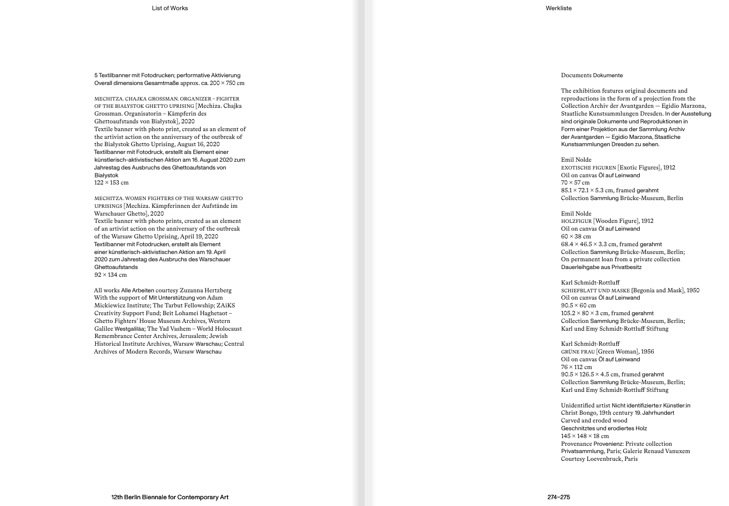5 Textilbanner mit Fotodrucken; performative Aktivierung
Overall dimensions Gesamtmaße approx. ca. 200 × 750 cm

MECHITZA. CHAJKA GROSSMAN. ORGANIZER – FIGHTER OF THE BIAŁYSTOK GHETTO UPRISING [Mechiza. Chajka Grossman. Organisatorin – Kämpferin des Ghettoaufstands von Białystok], 2020
Textile banner with photo print, created as an element of the artivist action on the anniversary of the outbreak of the Białystok Ghetto Uprising, August 16, 2020
Textilbanner mit Fotodruck, erstellt als Element einer künstlerisch-aktivistischen Aktion am 16. August 2020 zum Jahrestag des Ausbruchs des Ghettoaufstands von Białystok
122 × 153 cm

MECHITZA. WOMEN FIGHTERS OF THE WARSAW GHETTO UPRISINGS [Mechiza. Kämpferinnen der Aufstände im Warschauer Ghetto], 2020
Textile banner with photo prints, created as an element of an artivist action on the anniversary of the outbreak of the Warsaw Ghetto Uprising, April 19, 2020
Textilbanner mit Fotodrucken, erstellt als Element einer künstlerisch-aktivistischen Aktion am 19. April 2020 zum Jahrestag des Ausbruchs des Warschauer Ghettoaufstands
92 × 134 cm

All works Alle Arbeiten courtesy Zuzanna Hertzberg
With the support of Mit Unterstützung von Adam Mickiewicz Institute; The Tarbut Fellowship; ZAiKS Creativity Support Fund; Beit Lohamei Haghetaot – Ghetto Fighters' House Museum Archives, Western Galilee Westgaliläa; The Yad Vashem – World Holocaust Remembrance Center Archives, Jerusalem; Jewish Historical Institute Archives, Warsaw Warschau; Central Archives of Modern Records, Warsaw Warschau

Documents Dokumente

The exhibition features original documents and reproductions in the form of a projection from the Collection Archiv der Avantgarden — Egidio Marzona, Staatliche Kunstsammlungen Dresden. In der Ausstellung sind originale Dokumente und Reproduktionen in Form einer Projektion aus der Sammlung Archiv der Avantgarden — Egidio Marzona, Staatliche Kunstsammlungen Dresden zu sehen.

Emil Nolde
EXOTISCHE FIGUREN [Exotic Figures], 1912
Oil on canvas Öl auf Leinwand
70 × 57 cm
85.1 × 72.1 × 5.3 cm, framed gerahmt
Collection Sammlung Brücke-Museum, Berlin

Emil Nolde
HOLZFIGUR [Wooden Figure], 1912
Oil on canvas Öl auf Leinwand
60 × 38 cm
68.4 × 46.5 × 3.3 cm, framed gerahmt
Collection Sammlung Brücke-Museum, Berlin; On permanent loan from a private collection Dauerleihgabe aus Privatbesitz

Karl Schmidt-Rottluff
SCHIEFBLATT UND MASKE [Begonia and Mask], 1950
Oil on canvas Öl auf Leinwand
90.5 × 60 cm
105.2 × 80 × 3 cm, framed gerahmt
Collection Sammlung Brücke-Museum, Berlin; Karl und Emy Schmidt-Rottluff Stiftung

Karl Schmidt-Rottluff
GRÜNE FRAU [Green Woman], 1956
Oil on canvas Öl auf Leinwand
76 × 112 cm
90.5 × 126.5 × 4.5 cm, framed gerahmt
Collection Sammlung Brücke-Museum, Berlin; Karl und Emy Schmidt-Rottluff Stiftung

Unidentified artist Nicht identifizierte:r Künstler:in
Christ Bongo, 19th century 19. Jahrhundert
Carved and eroded wood
Geschnitztes und erodiertes Holz
145 × 148 × 18 cm
Provenance Provenienz: Private collection Privatsammlung, Paris; Galerie Renaud Vanuxem
Courtesy Loevenbruck, Paris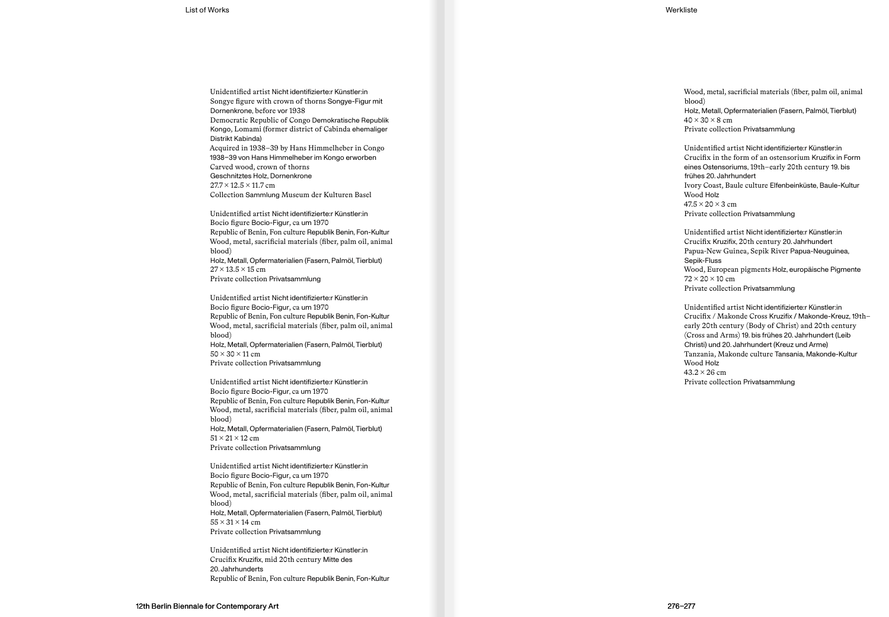Unidentified artist Nicht identifizierte:r Künstler:in
Songye figure with crown of thorns Songye-Figur mit Dornenkrone, before vor 1938
Democratic Republic of Congo Demokratische Republik Kongo, Lomami (former district of Cabinda ehemaliger Distrikt Kabinda)
Acquired in 1938–39 by Hans Himmelheber in Congo 1938–39 von Hans Himmelheber im Kongo erworben
Carved wood, crown of thorns
Geschnitztes Holz, Dornenkrone
27.7 × 12.5 × 11.7 cm
Collection Sammlung Museum der Kulturen Basel

Unidentified artist Nicht identifizierte:r Künstler:in
Bocio figure Bocio-Figur, ca um 1970
Republic of Benin, Fon culture Republik Benin, Fon-Kultur
Wood, metal, sacrificial materials (fiber, palm oil, animal blood)
Holz, Metall, Opfermaterialien (Fasern, Palmöl, Tierblut)
27 × 13.5 × 15 cm
Private collection Privatsammlung

Unidentified artist Nicht identifizierte:r Künstler:in
Bocio figure Bocio-Figur, ca um 1970
Republic of Benin, Fon culture Republik Benin, Fon-Kultur
Wood, metal, sacrificial materials (fiber, palm oil, animal blood)
Holz, Metall, Opfermaterialien (Fasern, Palmöl, Tierblut)
50 × 30 × 11 cm
Private collection Privatsammlung

Unidentified artist Nicht identifizierte:r Künstler:in
Bocio figure Bocio-Figur, ca um 1970
Republic of Benin, Fon culture Republik Benin, Fon-Kultur
Wood, metal, sacrificial materials (fiber, palm oil, animal blood)
Holz, Metall, Opfermaterialien (Fasern, Palmöl, Tierblut)
51 × 21 × 12 cm
Private collection Privatsammlung

Unidentified artist Nicht identifizierte:r Künstler:in
Bocio figure Bocio-Figur, ca um 1970
Republic of Benin, Fon culture Republik Benin, Fon-Kultur
Wood, metal, sacrificial materials (fiber, palm oil, animal blood)
Holz, Metall, Opfermaterialien (Fasern, Palmöl, Tierblut)
55 × 31 × 14 cm
Private collection Privatsammlung

Unidentified artist Nicht identifizierte:r Künstler:in
Crucifix Kruzifix, mid 20th century Mitte des 20. Jahrhunderts
Republic of Benin, Fon culture Republik Benin, Fon-Kultur
Wood, metal, sacrificial materials (fiber, palm oil, animal blood)
Holz, Metall, Opfermaterialien (Fasern, Palmöl, Tierblut)
40 × 30 × 8 cm
Private collection Privatsammlung

Unidentified artist Nicht identifizierte:r Künstler:in
Crucifix in the form of an ostensorium Kruzifix in Form eines Ostensoriums, 19th–early 20th century 19. bis frühes 20. Jahrhundert
Ivory Coast, Baule culture Elfenbeinküste, Baule-Kultur
Wood Holz
47.5 × 20 × 3 cm
Private collection Privatsammlung

Unidentified artist Nicht identifizierte:r Künstler:in
Crucifix Kruzifix, 20th century 20. Jahrhundert
Papua-New Guinea, Sepik River Papua-Neuguinea, Sepik-Fluss
Wood, European pigments Holz, europäische Pigmente
72 × 20 × 10 cm
Private collection Privatsammlung

Unidentified artist Nicht identifizierte:r Künstler:in
Crucifix / Makonde Cross Kruzifix / Makonde-Kreuz, 19th–early 20th century (Body of Christ) and 20th century (Cross and Arms) 19. bis frühes 20. Jahrhundert (Leib Christi) und 20. Jahrhundert (Kreuz und Arme)
Tanzania, Makonde culture Tansania, Makonde-Kultur
Wood Holz
43.2 × 26 cm
Private collection Privatsammlung